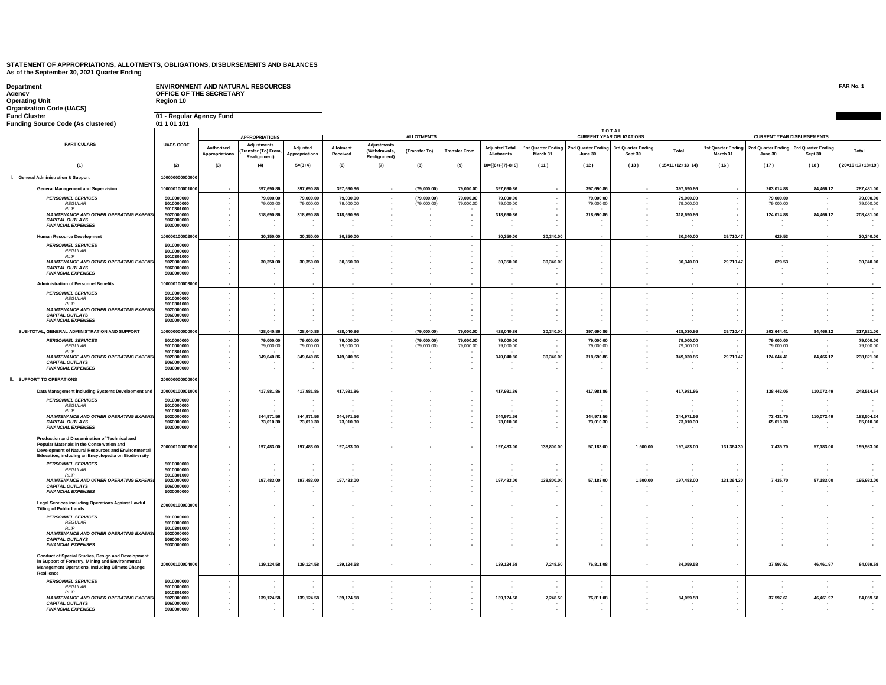# STATEMENT OF APPROPRIATIONS, ALLOTMENTS, OBLIGATIONS, DISBURSEMENTS AND BALANCES
As of the September 30, 2021 Quarter Ending

FAR No. 1

| | |
|---|---|
| Department | ENVIRONMENT AND NATURAL RESOURCES |
| Agency | OFFICE OF THE SECRETARY |
| Operating Unit | Region 10 |
| Organization Code (UACS) | |
| Fund Cluster | 01 - Regular Agency Fund |
| Funding Source Code (As clustered) | 01 1 01 101 |

| PARTICULARS | UACS CODE | APPROPRIATIONS | | | ALLOTMENTS | | | | | TOTAL CURRENT YEAR OBLIGATIONS | | | | CURRENT YEAR DISBURSEMENTS | | | |
|---|---|---|---|---|---|---|---|---|---|---|---|---|---|---|---|---|---|
| | | Authorized Appropriations | Adjustments (Transfer (To) From, Realignment) | Adjusted Appropriations | Allotment Received | Adjustments (Withdrawals, Realignment) | (Transfer To) | Transfer From | Adjusted Total Allotments | 1st Quarter Ending March 31 | 2nd Quarter Ending June 30 | 3rd Quarter Ending Sept 30 | Total | 1st Quarter Ending March 31 | 2nd Quarter Ending June 30 | 3rd Quarter Ending Sept 30 | Total |
| (1) | (2) | (3) | (4) | 5=(3+4) | (6) | (7) | (8) | (9) | 10=[(6+(-)7)-8+9] | (11) | (12) | (13) | (15=11+12+13+14) | (16) | (17) | (18) | (20=16+17+18+19) |
| **I. General Administration & Support** | 100000000000000 | | | | | | | | | | | | | | | | |
| **General Management and Supervision** | 100000100001000 | - | 397,690.86 | 397,690.86 | 397,690.86 | - | (79,000.00) | 79,000.00 | 397,690.86 | - | 397,690.86 | - | 397,690.86 | - | 203,014.88 | 84,466.12 | 287,481.00 |
| *PERSONNEL SERVICES* | 5010000000 | - | 79,000.00 | 79,000.00 | 79,000.00 | - | (79,000.00) | 79,000.00 | 79,000.00 | - | 79,000.00 | - | 79,000.00 | - | 79,000.00 | - | 79,000.00 |
| *REGULAR* | 5010000000 | - | 79,000.00 | 79,000.00 | 79,000.00 | - | (79,000.00) | 79,000.00 | 79,000.00 | - | 79,000.00 | - | 79,000.00 | - | 79,000.00 | - | 79,000.00 |
| *RLIP* | 5010301000 | - | - | - | - | - | - | - | - | - | - | - | - | - | - | - | - |
| *MAINTENANCE AND OTHER OPERATING EXPENSES* | 5020000000 | - | 318,690.86 | 318,690.86 | 318,690.86 | - | - | - | 318,690.86 | - | 318,690.86 | - | 318,690.86 | - | 124,014.88 | 84,466.12 | 208,481.00 |
| *CAPITAL OUTLAYS* | 5060000000 | - | - | - | - | - | - | - | - | - | - | - | - | - | - | - | - |
| *FINANCIAL EXPENSES* | 5030000000 | - | - | - | - | - | - | - | - | - | - | - | - | - | - | - | - |
| **Human Resource Development** | 100000100002000 | - | 30,350.00 | 30,350.00 | 30,350.00 | - | - | - | 30,350.00 | 30,340.00 | - | - | 30,340.00 | 29,710.47 | 629.53 | - | 30,340.00 |
| *PERSONNEL SERVICES* | 5010000000 | - | - | - | - | - | - | - | - | - | - | - | - | - | - | - | - |
| *REGULAR* | 5010000000 | - | - | - | - | - | - | - | - | - | - | - | - | - | - | - | - |
| *RLIP* | 5010301000 | - | - | - | - | - | - | - | - | - | - | - | - | - | - | - | - |
| *MAINTENANCE AND OTHER OPERATING EXPENSES* | 5020000000 | - | 30,350.00 | 30,350.00 | 30,350.00 | - | - | - | 30,350.00 | 30,340.00 | - | - | 30,340.00 | 29,710.47 | 629.53 | - | 30,340.00 |
| *CAPITAL OUTLAYS* | 5060000000 | - | - | - | - | - | - | - | - | - | - | - | - | - | - | - | - |
| *FINANCIAL EXPENSES* | 5030000000 | - | - | - | - | - | - | - | - | - | - | - | - | - | - | - | - |
| **Administration of Personnel Benefits** | 100000100003000 | - | - | - | - | - | - | - | - | - | - | - | - | - | - | - | - |
| *PERSONNEL SERVICES* | 5010000000 | - | - | - | - | - | - | - | - | - | - | - | - | - | - | - | - |
| *REGULAR* | 5010000000 | - | - | - | - | - | - | - | - | - | - | - | - | - | - | - | - |
| *RLIP* | 5010301000 | - | - | - | - | - | - | - | - | - | - | - | - | - | - | - | - |
| *MAINTENANCE AND OTHER OPERATING EXPENSES* | 5020000000 | - | - | - | - | - | - | - | - | - | - | - | - | - | - | - | - |
| *CAPITAL OUTLAYS* | 5060000000 | - | - | - | - | - | - | - | - | - | - | - | - | - | - | - | - |
| *FINANCIAL EXPENSES* | 5030000000 | - | - | - | - | - | - | - | - | - | - | - | - | - | - | - | - |
| **SUB-TOTAL, GENERAL ADMINISTRATION AND SUPPORT** | 100000000000000 | - | 428,040.86 | 428,040.86 | 428,040.86 | - | (79,000.00) | 79,000.00 | 428,040.86 | 30,340.00 | 397,690.86 | - | 428,030.86 | 29,710.47 | 203,644.41 | 84,466.12 | 317,821.00 |
| *PERSONNEL SERVICES* | 5010000000 | - | 79,000.00 | 79,000.00 | 79,000.00 | - | (79,000.00) | 79,000.00 | 79,000.00 | - | 79,000.00 | - | 79,000.00 | - | 79,000.00 | - | 79,000.00 |
| *REGULAR* | 5010000000 | - | 79,000.00 | 79,000.00 | 79,000.00 | - | (79,000.00) | 79,000.00 | 79,000.00 | - | 79,000.00 | - | 79,000.00 | - | 79,000.00 | - | 79,000.00 |
| *RLIP* | 5010301000 | - | - | - | - | - | - | - | - | - | - | - | - | - | - | - | - |
| *MAINTENANCE AND OTHER OPERATING EXPENSES* | 5020000000 | - | 349,040.86 | 349,040.86 | 349,040.86 | - | - | - | 349,040.86 | 30,340.00 | 318,690.86 | - | 349,030.86 | 29,710.47 | 124,644.41 | 84,466.12 | 238,821.00 |
| *CAPITAL OUTLAYS* | 5060000000 | - | - | - | - | - | - | - | - | - | - | - | - | - | - | - | - |
| *FINANCIAL EXPENSES* | 5030000000 | - | - | - | - | - | - | - | - | - | - | - | - | - | - | - | - |
| **II. SUPPORT TO OPERATIONS** | 200000000000000 | | | | | | | | | | | | | | | | |
| **Data Management including Systems Development and** | 200000100001000 | - | 417,981.86 | 417,981.86 | 417,981.86 | - | - | - | 417,981.86 | - | 417,981.86 | - | 417,981.86 | - | 138,442.05 | 110,072.49 | 248,514.54 |
| *PERSONNEL SERVICES* | 5010000000 | - | - | - | - | - | - | - | - | - | - | - | - | - | - | - | - |
| *REGULAR* | 5010000000 | - | - | - | - | - | - | - | - | - | - | - | - | - | - | - | - |
| *RLIP* | 5010301000 | - | - | - | - | - | - | - | - | - | - | - | - | - | - | - | - |
| *MAINTENANCE AND OTHER OPERATING EXPENSES* | 5020000000 | - | 344,971.56 | 344,971.56 | 344,971.56 | - | - | - | 344,971.56 | - | 344,971.56 | - | 344,971.56 | - | 73,431.75 | 110,072.49 | 183,504.24 |
| *CAPITAL OUTLAYS* | 5060000000 | - | 73,010.30 | 73,010.30 | 73,010.30 | - | - | - | 73,010.30 | - | 73,010.30 | - | 73,010.30 | - | 65,010.30 | - | 65,010.30 |
| *FINANCIAL EXPENSES* | 5030000000 | - | - | - | - | - | - | - | - | - | - | - | - | - | - | - | - |
| **Production and Dissemination of Technical and Popular Materials in the Conservation and Development of Natural Resources and Environmental Education, including an Encyclopedia on Biodiversity** | 200000100002000 | - | 197,483.00 | 197,483.00 | 197,483.00 | - | - | - | 197,483.00 | 138,800.00 | 57,183.00 | 1,500.00 | 197,483.00 | 131,364.30 | 7,435.70 | 57,183.00 | 195,983.00 |
| *PERSONNEL SERVICES* | 5010000000 | - | - | - | - | - | - | - | - | - | - | - | - | - | - | - | - |
| *REGULAR* | 5010000000 | - | - | - | - | - | - | - | - | - | - | - | - | - | - | - | - |
| *RLIP* | 5010301000 | - | - | - | - | - | - | - | - | - | - | - | - | - | - | - | - |
| *MAINTENANCE AND OTHER OPERATING EXPENSES* | 5020000000 | - | 197,483.00 | 197,483.00 | 197,483.00 | - | - | - | 197,483.00 | 138,800.00 | 57,183.00 | 1,500.00 | 197,483.00 | 131,364.30 | 7,435.70 | 57,183.00 | 195,983.00 |
| *CAPITAL OUTLAYS* | 5060000000 | - | - | - | - | - | - | - | - | - | - | - | - | - | - | - | - |
| *FINANCIAL EXPENSES* | 5030000000 | - | - | - | - | - | - | - | - | - | - | - | - | - | - | - | - |
| **Legal Services including Operations Against Lawful Titling of Public Lands** | 200000100003000 | - | - | - | - | - | - | - | - | - | - | - | - | - | - | - | - |
| *PERSONNEL SERVICES* | 5010000000 | - | - | - | - | - | - | - | - | - | - | - | - | - | - | - | - |
| *REGULAR* | 5010000000 | - | - | - | - | - | - | - | - | - | - | - | - | - | - | - | - |
| *RLIP* | 5010301000 | - | - | - | - | - | - | - | - | - | - | - | - | - | - | - | - |
| *MAINTENANCE AND OTHER OPERATING EXPENSES* | 5020000000 | - | - | - | - | - | - | - | - | - | - | - | - | - | - | - | - |
| *CAPITAL OUTLAYS* | 5060000000 | - | - | - | - | - | - | - | - | - | - | - | - | - | - | - | - |
| *FINANCIAL EXPENSES* | 5030000000 | - | - | - | - | - | - | - | - | - | - | - | - | - | - | - | - |
| **Conduct of Special Studies, Design and Development in Support of Forestry, Mining and Environmental Management Operations, Including Climate Change Resilience** | 200000100004000 | - | 139,124.58 | 139,124.58 | 139,124.58 | - | - | - | 139,124.58 | 7,248.50 | 76,811.08 | - | 84,059.58 | - | 37,597.61 | 46,461.97 | 84,059.58 |
| *PERSONNEL SERVICES* | 5010000000 | - | - | - | - | - | - | - | - | - | - | - | - | - | - | - | - |
| *REGULAR* | 5010000000 | - | - | - | - | - | - | - | - | - | - | - | - | - | - | - | - |
| *RLIP* | 5010301000 | - | - | - | - | - | - | - | - | - | - | - | - | - | - | - | - |
| *MAINTENANCE AND OTHER OPERATING EXPENSES* | 5020000000 | - | 139,124.58 | 139,124.58 | 139,124.58 | - | - | - | 139,124.58 | 7,248.50 | 76,811.08 | - | 84,059.58 | - | 37,597.61 | 46,461.97 | 84,059.58 |
| *CAPITAL OUTLAYS* | 5060000000 | - | - | - | - | - | - | - | - | - | - | - | - | - | - | - | - |
| *FINANCIAL EXPENSES* | 5030000000 | - | - | - | - | - | - | - | - | - | - | - | - | - | - | - | - |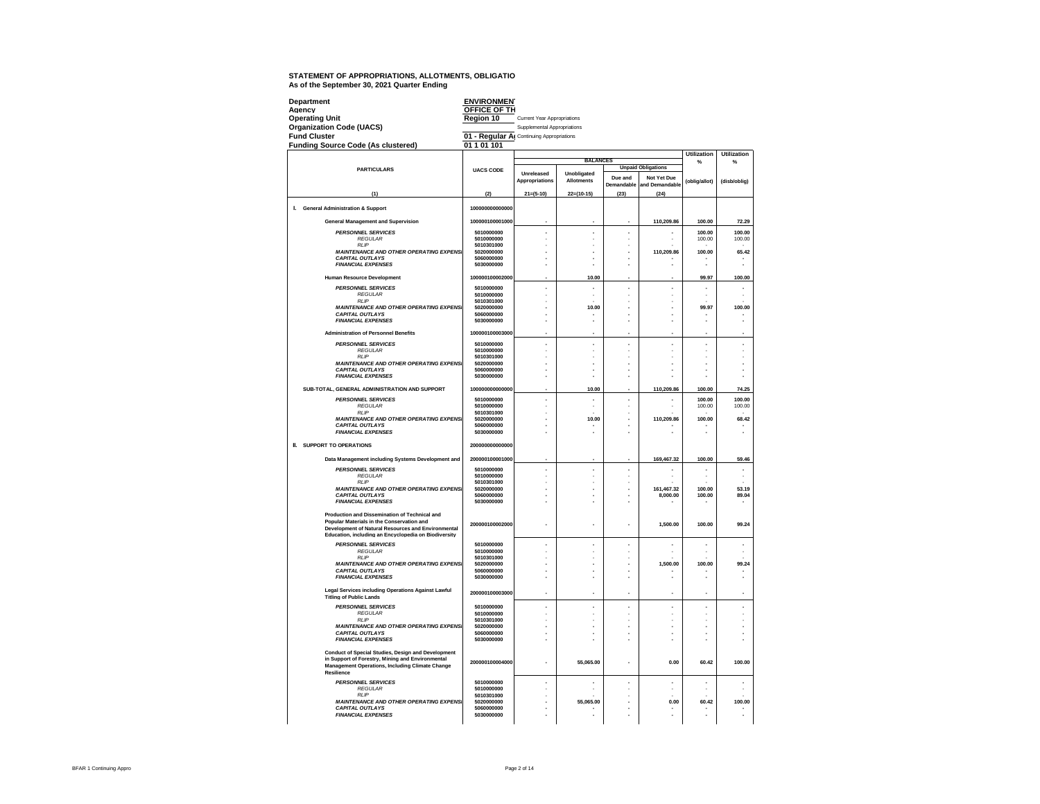**STATEMENT OF APPROPRIATIONS, ALLOTMENTS, OBLIGATIO**
**As of the September 30, 2021 Quarter Ending**

| | | |
|---|---|---|
| **Department** | **ENVIRONMEN** | |
| **Agency** | **OFFICE OF TH** | |
| **Operating Unit** | **Region 10** | Current Year Appropriations |
| **Organization Code (UACS)** | | Supplemental Appropriations |
| **Fund Cluster** | **01 - Regular A** | Continuing Appropriations |
| **Funding Source Code (As clustered)** | **01 1 01 101** | |

| PARTICULARS | UACS CODE | BALANCES | | | | Utilization % | Utilization % |
|---|---|---|---|---|---|---|---|
| | | Unreleased Appropriations | Unobligated Allotments | Unpaid Obligations | | (oblig/allot) | (disb/oblig) |
| | | | | Due and Demandable | Not Yet Due and Demandable | | |
| (1) | (2) | 21=(5-10) | 22=(10-15) | (23) | (24) | | |
| **I. General Administration & Support** | 100000000000000 | | | | | | |
| **General Management and Supervision** | 100000100001000 | - | - | - | 110,209.86 | 100.00 | 72.29 |
| *PERSONNEL SERVICES* | 5010000000 | - | - | - | - | 100.00 | 100.00 |
| *REGULAR* | 5010000000 | - | - | - | - | 100.00 | 100.00 |
| *RLIP* | 5010301000 | - | - | - | - | - | - |
| *MAINTENANCE AND OTHER OPERATING EXPENSI* | 5020000000 | - | - | - | 110,209.86 | 100.00 | 65.42 |
| *CAPITAL OUTLAYS* | 5060000000 | - | - | - | - | - | - |
| *FINANCIAL EXPENSES* | 5030000000 | - | - | - | - | - | - |
| **Human Resource Development** | 100000100002000 | - | 10.00 | - | - | 99.97 | 100.00 |
| *PERSONNEL SERVICES* | 5010000000 | - | - | - | - | - | - |
| *REGULAR* | 5010000000 | - | - | - | - | - | - |
| *RLIP* | 5010301000 | - | - | - | - | - | - |
| *MAINTENANCE AND OTHER OPERATING EXPENSI* | 5020000000 | - | 10.00 | - | - | 99.97 | 100.00 |
| *CAPITAL OUTLAYS* | 5060000000 | - | - | - | - | - | - |
| *FINANCIAL EXPENSES* | 5030000000 | - | - | - | - | - | - |
| **Administration of Personnel Benefits** | 100000100003000 | - | - | - | - | - | - |
| *PERSONNEL SERVICES* | 5010000000 | - | - | - | - | - | - |
| *REGULAR* | 5010000000 | - | - | - | - | - | - |
| *RLIP* | 5010301000 | - | - | - | - | - | - |
| *MAINTENANCE AND OTHER OPERATING EXPENSI* | 5020000000 | - | - | - | - | - | - |
| *CAPITAL OUTLAYS* | 5060000000 | - | - | - | - | - | - |
| *FINANCIAL EXPENSES* | 5030000000 | - | - | - | - | - | - |
| **SUB-TOTAL, GENERAL ADMINISTRATION AND SUPPORT** | 100000000000000 | - | 10.00 | - | 110,209.86 | 100.00 | 74.25 |
| *PERSONNEL SERVICES* | 5010000000 | - | - | - | - | 100.00 | 100.00 |
| *REGULAR* | 5010000000 | - | - | - | - | 100.00 | 100.00 |
| *RLIP* | 5010301000 | - | - | - | - | - | - |
| *MAINTENANCE AND OTHER OPERATING EXPENSI* | 5020000000 | - | 10.00 | - | 110,209.86 | 100.00 | 68.42 |
| *CAPITAL OUTLAYS* | 5060000000 | - | - | - | - | - | - |
| *FINANCIAL EXPENSES* | 5030000000 | - | - | - | - | - | - |
| **II. SUPPORT TO OPERATIONS** | 200000000000000 | | | | | | |
| **Data Management including Systems Development and** | 200000100001000 | - | - | - | 169,467.32 | 100.00 | 59.46 |
| *PERSONNEL SERVICES* | 5010000000 | - | - | - | - | - | - |
| *REGULAR* | 5010000000 | - | - | - | - | - | - |
| *RLIP* | 5010301000 | - | - | - | - | - | - |
| *MAINTENANCE AND OTHER OPERATING EXPENSI* | 5020000000 | - | - | - | 161,467.32 | 100.00 | 53.19 |
| *CAPITAL OUTLAYS* | 5060000000 | - | - | - | 8,000.00 | 100.00 | 89.04 |
| *FINANCIAL EXPENSES* | 5030000000 | - | - | - | - | - | - |
| **Production and Dissemination of Technical and Popular Materials in the Conservation and Development of Natural Resources and Environmental Education, including an Encyclopedia on Biodiversity** | 200000100002000 | - | - | - | 1,500.00 | 100.00 | 99.24 |
| *PERSONNEL SERVICES* | 5010000000 | - | - | - | - | - | - |
| *REGULAR* | 5010000000 | - | - | - | - | - | - |
| *RLIP* | 5010301000 | - | - | - | - | - | - |
| *MAINTENANCE AND OTHER OPERATING EXPENSI* | 5020000000 | - | - | - | 1,500.00 | 100.00 | 99.24 |
| *CAPITAL OUTLAYS* | 5060000000 | - | - | - | - | - | - |
| *FINANCIAL EXPENSES* | 5030000000 | - | - | - | - | - | - |
| **Legal Services including Operations Against Lawful Titling of Public Lands** | 200000100003000 | - | - | - | - | - | - |
| *PERSONNEL SERVICES* | 5010000000 | - | - | - | - | - | - |
| *REGULAR* | 5010000000 | - | - | - | - | - | - |
| *RLIP* | 5010301000 | - | - | - | - | - | - |
| *MAINTENANCE AND OTHER OPERATING EXPENSI* | 5020000000 | - | - | - | - | - | - |
| *CAPITAL OUTLAYS* | 5060000000 | - | - | - | - | - | - |
| *FINANCIAL EXPENSES* | 5030000000 | - | - | - | - | - | - |
| **Conduct of Special Studies, Design and Development in Support of Forestry, Mining and Environmental Management Operations, Including Climate Change Resilience** | 200000100004000 | - | 55,065.00 | - | 0.00 | 60.42 | 100.00 |
| *PERSONNEL SERVICES* | 5010000000 | - | - | - | - | - | - |
| *REGULAR* | 5010000000 | - | - | - | - | - | - |
| *RLIP* | 5010301000 | - | - | - | - | - | - |
| *MAINTENANCE AND OTHER OPERATING EXPENSI* | 5020000000 | - | 55,065.00 | - | 0.00 | 60.42 | 100.00 |
| *CAPITAL OUTLAYS* | 5060000000 | - | - | - | - | - | - |
| *FINANCIAL EXPENSES* | 5030000000 | - | - | - | - | - | - |

BFAR 1 Continuing Appro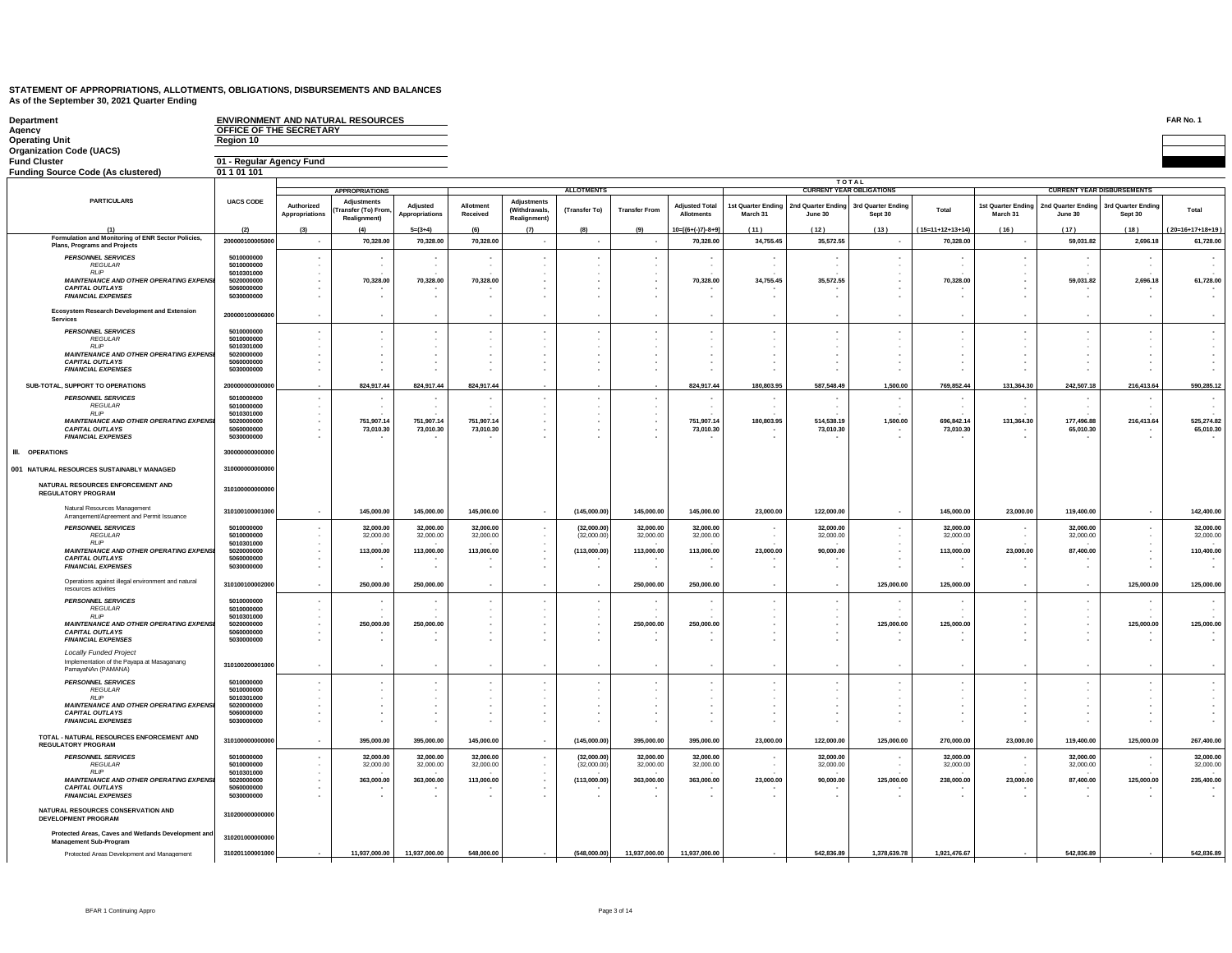# STATEMENT OF APPROPRIATIONS, ALLOTMENTS, OBLIGATIONS, DISBURSEMENTS AND BALANCES
**As of the September 30, 2021 Quarter Ending**

**FAR No. 1**

| | |
|---|---|
| **Department** | **ENVIRONMENT AND NATURAL RESOURCES** |
| **Agency** | **OFFICE OF THE SECRETARY** |
| **Operating Unit** | **Region 10** |
| **Organization Code (UACS)** | |
| **Fund Cluster** | **01 - Regular Agency Fund** |
| **Funding Source Code (As clustered)** | **01 1 01 101** |

| PARTICULARS | UACS CODE | APPROPRIATIONS | | | ALLOTMENTS | | | | | TOTAL CURRENT YEAR OBLIGATIONS | | | | CURRENT YEAR DISBURSEMENTS | | | |
|---|---|---|---|---|---|---|---|---|---|---|---|---|---|---|---|---|---|
| | | Authorized Appropriations | Adjustments (Transfer (To) From, Realignment) | Adjusted Appropriations | Allotment Received | Adjustments (Withdrawals, Realignment) | (Transfer To) | Transfer From | Adjusted Total Allotments | 1st Quarter Ending March 31 | 2nd Quarter Ending June 30 | 3rd Quarter Ending Sept 30 | Total | 1st Quarter Ending March 31 | 2nd Quarter Ending June 30 | 3rd Quarter Ending Sept 30 | Total |
| (1) | (2) | (3) | (4) | 5=(3+4) | (6) | (7) | (8) | (9) | 10=[(6+(-)7)-8+9] | (11) | (12) | (13) | (15=11+12+13+14) | (16) | (17) | (18) | (20=16+17+18+19) |
| **Formulation and Monitoring of ENR Sector Policies, Plans, Programs and Projects** | 200000100005000 | - | 70,328.00 | 70,328.00 | 70,328.00 | - | - | - | 70,328.00 | 34,755.45 | 35,572.55 | - | 70,328.00 | - | 59,031.82 | 2,696.18 | 61,728.00 |
| *PERSONNEL SERVICES* | 5010000000 | - | - | - | - | - | - | - | - | - | - | - | - | - | - | - | - |
| *REGULAR* | 5010000000 | - | - | - | - | - | - | - | - | - | - | - | - | - | - | - | - |
| *RLIP* | 5010301000 | - | - | - | - | - | - | - | - | - | - | - | - | - | - | - | - |
| *MAINTENANCE AND OTHER OPERATING EXPENSES* | 5020000000 | - | 70,328.00 | 70,328.00 | 70,328.00 | - | - | - | 70,328.00 | 34,755.45 | 35,572.55 | - | 70,328.00 | - | 59,031.82 | 2,696.18 | 61,728.00 |
| *CAPITAL OUTLAYS* | 5060000000 | - | - | - | - | - | - | - | - | - | - | - | - | - | - | - | - |
| *FINANCIAL EXPENSES* | 5030000000 | - | - | - | - | - | - | - | - | - | - | - | - | - | - | - | - |
| **Ecosystem Research Development and Extension Services** | 200000100006000 | - | - | - | - | - | - | - | - | - | - | - | - | - | - | - | - |
| *PERSONNEL SERVICES* | 5010000000 | - | - | - | - | - | - | - | - | - | - | - | - | - | - | - | - |
| *REGULAR* | 5010000000 | - | - | - | - | - | - | - | - | - | - | - | - | - | - | - | - |
| *RLIP* | 5010301000 | - | - | - | - | - | - | - | - | - | - | - | - | - | - | - | - |
| *MAINTENANCE AND OTHER OPERATING EXPENSES* | 5020000000 | - | - | - | - | - | - | - | - | - | - | - | - | - | - | - | - |
| *CAPITAL OUTLAYS* | 5060000000 | - | - | - | - | - | - | - | - | - | - | - | - | - | - | - | - |
| *FINANCIAL EXPENSES* | 5030000000 | - | - | - | - | - | - | - | - | - | - | - | - | - | - | - | - |
| **SUB-TOTAL, SUPPORT TO OPERATIONS** | 200000000000000 | - | 824,917.44 | 824,917.44 | 824,917.44 | - | - | - | 824,917.44 | 180,803.95 | 587,548.49 | 1,500.00 | 769,852.44 | 131,364.30 | 242,507.18 | 216,413.64 | 590,285.12 |
| *PERSONNEL SERVICES* | 5010000000 | - | - | - | - | - | - | - | - | - | - | - | - | - | - | - | - |
| *REGULAR* | 5010000000 | - | - | - | - | - | - | - | - | - | - | - | - | - | - | - | - |
| *RLIP* | 5010301000 | - | - | - | - | - | - | - | - | - | - | - | - | - | - | - | - |
| *MAINTENANCE AND OTHER OPERATING EXPENSES* | 5020000000 | - | 751,907.14 | 751,907.14 | 751,907.14 | - | - | - | 751,907.14 | 180,803.95 | 514,538.19 | 1,500.00 | 696,842.14 | 131,364.30 | 177,496.88 | 216,413.64 | 525,274.82 |
| *CAPITAL OUTLAYS* | 5060000000 | - | 73,010.30 | 73,010.30 | 73,010.30 | - | - | - | 73,010.30 | - | 73,010.30 | - | 73,010.30 | - | 65,010.30 | - | 65,010.30 |
| *FINANCIAL EXPENSES* | 5030000000 | - | - | - | - | - | - | - | - | - | - | - | - | - | - | - | - |
| **III. OPERATIONS** | 300000000000000 | | | | | | | | | | | | | | | | |
| **001 NATURAL RESOURCES SUSTAINABLY MANAGED** | 310000000000000 | | | | | | | | | | | | | | | | |
| **NATURAL RESOURCES ENFORCEMENT AND REGULATORY PROGRAM** | 310100000000000 | | | | | | | | | | | | | | | | |
| Natural Resources Management Arrangement/Agreement and Permit Issuance | 310100100001000 | - | 145,000.00 | 145,000.00 | 145,000.00 | - | (145,000.00) | 145,000.00 | 145,000.00 | 23,000.00 | 122,000.00 | - | 145,000.00 | 23,000.00 | 119,400.00 | - | 142,400.00 |
| *PERSONNEL SERVICES* | 5010000000 | - | 32,000.00 | 32,000.00 | 32,000.00 | - | (32,000.00) | 32,000.00 | 32,000.00 | - | 32,000.00 | - | 32,000.00 | - | 32,000.00 | - | 32,000.00 |
| *REGULAR* | 5010000000 | - | 32,000.00 | 32,000.00 | 32,000.00 | - | (32,000.00) | 32,000.00 | 32,000.00 | - | 32,000.00 | - | 32,000.00 | - | 32,000.00 | - | 32,000.00 |
| *RLIP* | 5010301000 | - | - | - | - | - | - | - | - | - | - | - | - | - | - | - | - |
| *MAINTENANCE AND OTHER OPERATING EXPENSES* | 5020000000 | - | 113,000.00 | 113,000.00 | 113,000.00 | - | (113,000.00) | 113,000.00 | 113,000.00 | 23,000.00 | 90,000.00 | - | 113,000.00 | 23,000.00 | 87,400.00 | - | 110,400.00 |
| *CAPITAL OUTLAYS* | 5060000000 | - | - | - | - | - | - | - | - | - | - | - | - | - | - | - | - |
| *FINANCIAL EXPENSES* | 5030000000 | - | - | - | - | - | - | - | - | - | - | - | - | - | - | - | - |
| Operations against illegal environment and natural resources activities | 310100100002000 | - | 250,000.00 | 250,000.00 | - | - | - | 250,000.00 | 250,000.00 | - | - | 125,000.00 | 125,000.00 | - | - | 125,000.00 | 125,000.00 |
| *PERSONNEL SERVICES* | 5010000000 | - | - | - | - | - | - | - | - | - | - | - | - | - | - | - | - |
| *REGULAR* | 5010000000 | - | - | - | - | - | - | - | - | - | - | - | - | - | - | - | - |
| *RLIP* | 5010301000 | - | - | - | - | - | - | - | - | - | - | - | - | - | - | - | - |
| *MAINTENANCE AND OTHER OPERATING EXPENSES* | 5020000000 | - | 250,000.00 | 250,000.00 | - | - | - | 250,000.00 | 250,000.00 | - | - | 125,000.00 | 125,000.00 | - | - | 125,000.00 | 125,000.00 |
| *CAPITAL OUTLAYS* | 5060000000 | - | - | - | - | - | - | - | - | - | - | - | - | - | - | - | - |
| *FINANCIAL EXPENSES* | 5030000000 | - | - | - | - | - | - | - | - | - | - | - | - | - | - | - | - |
| *Locally Funded Project* | | | | | | | | | | | | | | | | | |
| Implementation of the Payapa at Masaganang PamayaNAn (PAMANA) | 310100200001000 | - | - | - | - | - | - | - | - | - | - | - | - | - | - | - | - |
| *PERSONNEL SERVICES* | 5010000000 | - | - | - | - | - | - | - | - | - | - | - | - | - | - | - | - |
| *REGULAR* | 5010000000 | - | - | - | - | - | - | - | - | - | - | - | - | - | - | - | - |
| *RLIP* | 5010301000 | - | - | - | - | - | - | - | - | - | - | - | - | - | - | - | - |
| *MAINTENANCE AND OTHER OPERATING EXPENSES* | 5020000000 | - | - | - | - | - | - | - | - | - | - | - | - | - | - | - | - |
| *CAPITAL OUTLAYS* | 5060000000 | - | - | - | - | - | - | - | - | - | - | - | - | - | - | - | - |
| *FINANCIAL EXPENSES* | 5030000000 | - | - | - | - | - | - | - | - | - | - | - | - | - | - | - | - |
| **TOTAL - NATURAL RESOURCES ENFORCEMENT AND REGULATORY PROGRAM** | 310100000000000 | - | 395,000.00 | 395,000.00 | 145,000.00 | - | (145,000.00) | 395,000.00 | 395,000.00 | 23,000.00 | 122,000.00 | 125,000.00 | 270,000.00 | 23,000.00 | 119,400.00 | 125,000.00 | 267,400.00 |
| *PERSONNEL SERVICES* | 5010000000 | - | 32,000.00 | 32,000.00 | 32,000.00 | - | (32,000.00) | 32,000.00 | 32,000.00 | - | 32,000.00 | - | 32,000.00 | - | 32,000.00 | - | 32,000.00 |
| *REGULAR* | 5010000000 | - | 32,000.00 | 32,000.00 | 32,000.00 | - | (32,000.00) | 32,000.00 | 32,000.00 | - | 32,000.00 | - | 32,000.00 | - | 32,000.00 | - | 32,000.00 |
| *RLIP* | 5010301000 | - | - | - | - | - | - | - | - | - | - | - | - | - | - | - | - |
| *MAINTENANCE AND OTHER OPERATING EXPENSES* | 5020000000 | - | 363,000.00 | 363,000.00 | 113,000.00 | - | (113,000.00) | 363,000.00 | 363,000.00 | 23,000.00 | 90,000.00 | 125,000.00 | 238,000.00 | 23,000.00 | 87,400.00 | 125,000.00 | 235,400.00 |
| *CAPITAL OUTLAYS* | 5060000000 | - | - | - | - | - | - | - | - | - | - | - | - | - | - | - | - |
| *FINANCIAL EXPENSES* | 5030000000 | - | - | - | - | - | - | - | - | - | - | - | - | - | - | - | - |
| **NATURAL RESOURCES CONSERVATION AND DEVELOPMENT PROGRAM** | 310200000000000 | | | | | | | | | | | | | | | | |
| **Protected Areas, Caves and Wetlands Development and Management Sub-Program** | 310201000000000 | | | | | | | | | | | | | | | | |
| Protected Areas Development and Management | 310201100001000 | - | 11,937,000.00 | 11,937,000.00 | 548,000.00 | - | (548,000.00) | 11,937,000.00 | 11,937,000.00 | - | 542,836.89 | 1,378,639.78 | 1,921,476.67 | - | 542,836.89 | - | 542,836.89 |

BFAR 1 Continuing Appro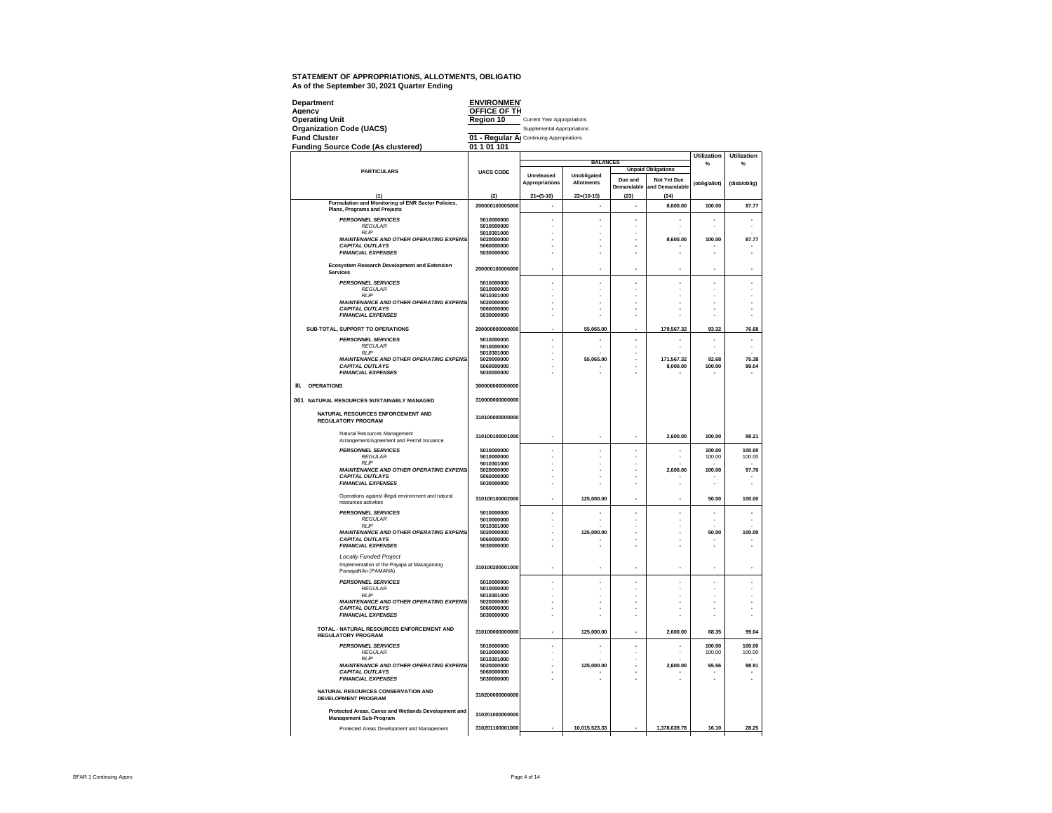**STATEMENT OF APPROPRIATIONS, ALLOTMENTS, OBLIGATIO**
**As of the September 30, 2021 Quarter Ending**

| | | |
|---|---|---|
| **Department** | **ENVIRONMEN** | |
| **Agency** | **OFFICE OF TH** | |
| **Operating Unit** | **Region 10** | Current Year Appropriations |
| **Organization Code (UACS)** | | Supplemental Appropriations |
| **Fund Cluster** | **01 - Regular A** | Continuing Appropriations |
| **Funding Source Code (As clustered)** | **01 1 01 101** | |

| PARTICULARS | UACS CODE | BALANCES | | | | Utilization % | Utilization % |
|---|---|---|---|---|---|---|---|
| | | Unreleased Appropriations | Unobligated Allotments | Unpaid Obligations | | (oblig/allot) | (disb/oblig) |
| | | | | Due and Demandable | Not Yet Due and Demandable | | |
| (1) | (2) | 21=(5-10) | 22=(10-15) | (23) | (24) | | |
| **Formulation and Monitoring of ENR Sector Policies, Plans, Programs and Projects** | **200000100005000** | **-** | **-** | **-** | **8,600.00** | **100.00** | **87.77** |
| *PERSONNEL SERVICES* | 5010000000 | - | - | - | - | - | - |
| *REGULAR* | 5010000000 | - | - | - | - | - | - |
| *RLIP* | 5010301000 | - | - | - | - | - | - |
| *MAINTENANCE AND OTHER OPERATING EXPENSI* | 5020000000 | - | - | - | 8,600.00 | 100.00 | 87.77 |
| *CAPITAL OUTLAYS* | 5060000000 | - | - | - | - | - | - |
| *FINANCIAL EXPENSES* | 5030000000 | - | - | - | - | - | - |
| **Ecosystem Research Development and Extension Services** | **200000100006000** | **-** | **-** | **-** | **-** | **-** | **-** |
| *PERSONNEL SERVICES* | 5010000000 | - | - | - | - | - | - |
| *REGULAR* | 5010000000 | - | - | - | - | - | - |
| *RLIP* | 5010301000 | - | - | - | - | - | - |
| *MAINTENANCE AND OTHER OPERATING EXPENSI* | 5020000000 | - | - | - | - | - | - |
| *CAPITAL OUTLAYS* | 5060000000 | - | - | - | - | - | - |
| *FINANCIAL EXPENSES* | 5030000000 | - | - | - | - | - | - |
| **SUB-TOTAL, SUPPORT TO OPERATIONS** | **200000000000000** | **-** | **55,065.00** | **-** | **179,567.32** | **93.32** | **76.68** |
| *PERSONNEL SERVICES* | 5010000000 | - | - | - | - | - | - |
| *REGULAR* | 5010000000 | - | - | - | - | - | - |
| *RLIP* | 5010301000 | - | - | - | - | - | - |
| *MAINTENANCE AND OTHER OPERATING EXPENSI* | 5020000000 | - | 55,065.00 | - | 171,567.32 | 92.68 | 75.38 |
| *CAPITAL OUTLAYS* | 5060000000 | - | - | - | 8,000.00 | 100.00 | 89.04 |
| *FINANCIAL EXPENSES* | 5030000000 | - | - | - | - | - | - |
| **III. OPERATIONS** | **300000000000000** | | | | | | |
| **001 NATURAL RESOURCES SUSTAINABLY MANAGED** | **310000000000000** | | | | | | |
| **NATURAL RESOURCES ENFORCEMENT AND REGULATORY PROGRAM** | **310100000000000** | | | | | | |
| Natural Resources Management Arrangement/Agreement and Permit Issuance | **310100100001000** | **-** | **-** | **-** | **2,600.00** | **100.00** | **98.21** |
| *PERSONNEL SERVICES* | 5010000000 | - | - | - | - | 100.00 | 100.00 |
| *REGULAR* | 5010000000 | - | - | - | - | 100.00 | 100.00 |
| *RLIP* | 5010301000 | - | - | - | - | - | - |
| *MAINTENANCE AND OTHER OPERATING EXPENSI* | 5020000000 | - | - | - | 2,600.00 | 100.00 | 97.70 |
| *CAPITAL OUTLAYS* | 5060000000 | - | - | - | - | - | - |
| *FINANCIAL EXPENSES* | 5030000000 | - | - | - | - | - | - |
| Operations against illegal environment and natural resources activities | **310100100002000** | **-** | **125,000.00** | **-** | **-** | **50.00** | **100.00** |
| *PERSONNEL SERVICES* | 5010000000 | - | - | - | - | - | - |
| *REGULAR* | 5010000000 | - | - | - | - | - | - |
| *RLIP* | 5010301000 | - | - | - | - | - | - |
| *MAINTENANCE AND OTHER OPERATING EXPENSI* | 5020000000 | - | 125,000.00 | - | - | 50.00 | 100.00 |
| *CAPITAL OUTLAYS* | 5060000000 | - | - | - | - | - | - |
| *FINANCIAL EXPENSES* | 5030000000 | - | - | - | - | - | - |
| *Locally Funded Project* | | | | | | | |
| Implementation of the Payapa at Masaganang PamayaNAn (PAMANA) | **310100200001000** | **-** | **-** | **-** | **-** | **-** | **-** |
| *PERSONNEL SERVICES* | 5010000000 | - | - | - | - | - | - |
| *REGULAR* | 5010000000 | - | - | - | - | - | - |
| *RLIP* | 5010301000 | - | - | - | - | - | - |
| *MAINTENANCE AND OTHER OPERATING EXPENSI* | 5020000000 | - | - | - | - | - | - |
| *CAPITAL OUTLAYS* | 5060000000 | - | - | - | - | - | - |
| *FINANCIAL EXPENSES* | 5030000000 | - | - | - | - | - | - |
| **TOTAL - NATURAL RESOURCES ENFORCEMENT AND REGULATORY PROGRAM** | **310100000000000** | **-** | **125,000.00** | **-** | **2,600.00** | **68.35** | **99.04** |
| *PERSONNEL SERVICES* | 5010000000 | - | - | - | - | 100.00 | 100.00 |
| *REGULAR* | 5010000000 | - | - | - | - | 100.00 | 100.00 |
| *RLIP* | 5010301000 | - | - | - | - | - | - |
| *MAINTENANCE AND OTHER OPERATING EXPENSI* | 5020000000 | - | 125,000.00 | - | 2,600.00 | 65.56 | 98.91 |
| *CAPITAL OUTLAYS* | 5060000000 | - | - | - | - | - | - |
| *FINANCIAL EXPENSES* | 5030000000 | - | - | - | - | - | - |
| **NATURAL RESOURCES CONSERVATION AND DEVELOPMENT PROGRAM** | **310200000000000** | | | | | | |
| **Protected Areas, Caves and Wetlands Development and Management Sub-Program** | **310201000000000** | | | | | | |
| Protected Areas Development and Management | **310201100001000** | **-** | **10,015,523.33** | **-** | **1,378,639.78** | **16.10** | **28.25** |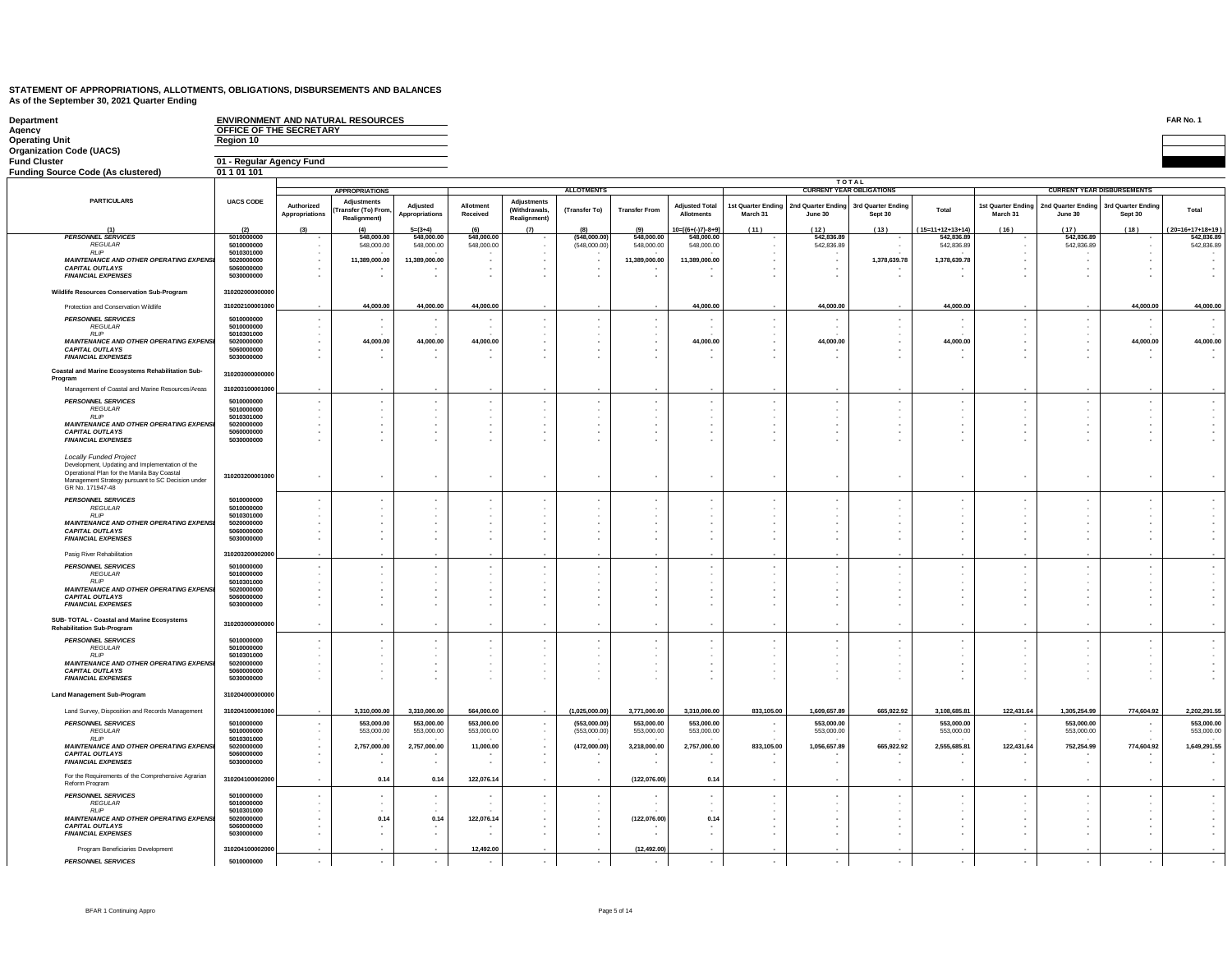# STATEMENT OF APPROPRIATIONS, ALLOTMENTS, OBLIGATIONS, DISBURSEMENTS AND BALANCES
As of the September 30, 2021 Quarter Ending

FAR No. 1

| | |
|---|---|
| Department | ENVIRONMENT AND NATURAL RESOURCES |
| Agency | OFFICE OF THE SECRETARY |
| Operating Unit | Region 10 |
| Organization Code (UACS) | |
| Fund Cluster | 01 - Regular Agency Fund |
| Funding Source Code (As clustered) | 01 1 01 101 |

| PARTICULARS | UACS CODE | APPROPRIATIONS | | | ALLOTMENTS | | | | | TOTAL CURRENT YEAR OBLIGATIONS | | | | CURRENT YEAR DISBURSEMENTS | | | |
|---|---|---|---|---|---|---|---|---|---|---|---|---|---|---|---|---|---|
| | | Authorized Appropriations | Adjustments (Transfer (To) From, Realignment) | Adjusted Appropriations | Allotment Received | Adjustments (Withdrawals, Realignment) | (Transfer To) | Transfer From | Adjusted Total Allotments | 1st Quarter Ending March 31 | 2nd Quarter Ending June 30 | 3rd Quarter Ending Sept 30 | Total | 1st Quarter Ending March 31 | 2nd Quarter Ending June 30 | 3rd Quarter Ending Sept 30 | Total |
| (1) | (2) | (3) | (4) | 5=(3+4) | (6) | (7) | (8) | (9) | 10=[(6+(-)7)-8+9] | (11) | (12) | (13) | (15=11+12+13+14) | (16) | (17) | (18) | (20=16+17+18+19) |
| *PERSONNEL SERVICES* | 5010000000 | - | 548,000.00 | 548,000.00 | 548,000.00 | - | (548,000.00) | 548,000.00 | 548,000.00 | - | 542,836.89 | - | 542,836.89 | - | 542,836.89 | - | 542,836.89 |
| *REGULAR* | 5010000000 | - | 548,000.00 | 548,000.00 | 548,000.00 | - | (548,000.00) | 548,000.00 | 548,000.00 | - | 542,836.89 | - | 542,836.89 | - | 542,836.89 | - | 542,836.89 |
| *RLIP* | 5010301000 | - | - | - | - | - | - | - | - | - | - | - | - | - | - | - | - |
| *MAINTENANCE AND OTHER OPERATING EXPENSES* | 5020000000 | - | 11,389,000.00 | 11,389,000.00 | - | - | - | 11,389,000.00 | 11,389,000.00 | - | - | 1,378,639.78 | 1,378,639.78 | - | - | - | - |
| *CAPITAL OUTLAYS* | 5060000000 | - | - | - | - | - | - | - | - | - | - | - | - | - | - | - | - |
| *FINANCIAL EXPENSES* | 5030000000 | - | - | - | - | - | - | - | - | - | - | - | - | - | - | - | - |
| **Wildlife Resources Conservation Sub-Program** | 310202000000000 | | | | | | | | | | | | | | | | |
| Protection and Conservation Wildlife | 310202100001000 | - | 44,000.00 | 44,000.00 | 44,000.00 | - | - | - | 44,000.00 | - | 44,000.00 | - | 44,000.00 | - | - | 44,000.00 | 44,000.00 |
| *PERSONNEL SERVICES* | 5010000000 | - | - | - | - | - | - | - | - | - | - | - | - | - | - | - | - |
| *REGULAR* | 5010000000 | - | - | - | - | - | - | - | - | - | - | - | - | - | - | - | - |
| *RLIP* | 5010301000 | - | - | - | - | - | - | - | - | - | - | - | - | - | - | - | - |
| *MAINTENANCE AND OTHER OPERATING EXPENSES* | 5020000000 | - | 44,000.00 | 44,000.00 | 44,000.00 | - | - | - | 44,000.00 | - | 44,000.00 | - | 44,000.00 | - | - | 44,000.00 | 44,000.00 |
| *CAPITAL OUTLAYS* | 5060000000 | - | - | - | - | - | - | - | - | - | - | - | - | - | - | - | - |
| *FINANCIAL EXPENSES* | 5030000000 | - | - | - | - | - | - | - | - | - | - | - | - | - | - | - | - |
| **Coastal and Marine Ecosystems Rehabilitation Sub-Program** | 310203000000000 | | | | | | | | | | | | | | | | |
| Management of Coastal and Marine Resources/Areas | 310203100001000 | - | - | - | - | - | - | - | - | - | - | - | - | - | - | - | - |
| *PERSONNEL SERVICES* | 5010000000 | - | - | - | - | - | - | - | - | - | - | - | - | - | - | - | - |
| *REGULAR* | 5010000000 | - | - | - | - | - | - | - | - | - | - | - | - | - | - | - | - |
| *RLIP* | 5010301000 | - | - | - | - | - | - | - | - | - | - | - | - | - | - | - | - |
| *MAINTENANCE AND OTHER OPERATING EXPENSES* | 5020000000 | - | - | - | - | - | - | - | - | - | - | - | - | - | - | - | - |
| *CAPITAL OUTLAYS* | 5060000000 | - | - | - | - | - | - | - | - | - | - | - | - | - | - | - | - |
| *FINANCIAL EXPENSES* | 5030000000 | - | - | - | - | - | - | - | - | - | - | - | - | - | - | - | - |
| *Locally Funded Project* Development, Updating and Implementation of the Operational Plan for the Manila Bay Coastal Management Strategy pursuant to SC Decision under GR No. 171947-48 | 310203200001000 | - | - | - | - | - | - | - | - | - | - | - | - | - | - | - | - |
| *PERSONNEL SERVICES* | 5010000000 | - | - | - | - | - | - | - | - | - | - | - | - | - | - | - | - |
| *REGULAR* | 5010000000 | - | - | - | - | - | - | - | - | - | - | - | - | - | - | - | - |
| *RLIP* | 5010301000 | - | - | - | - | - | - | - | - | - | - | - | - | - | - | - | - |
| *MAINTENANCE AND OTHER OPERATING EXPENSES* | 5020000000 | - | - | - | - | - | - | - | - | - | - | - | - | - | - | - | - |
| *CAPITAL OUTLAYS* | 5060000000 | - | - | - | - | - | - | - | - | - | - | - | - | - | - | - | - |
| *FINANCIAL EXPENSES* | 5030000000 | - | - | - | - | - | - | - | - | - | - | - | - | - | - | - | - |
| Pasig River Rehabilitation | 310203200002000 | - | - | - | - | - | - | - | - | - | - | - | - | - | - | - | - |
| *PERSONNEL SERVICES* | 5010000000 | - | - | - | - | - | - | - | - | - | - | - | - | - | - | - | - |
| *REGULAR* | 5010000000 | - | - | - | - | - | - | - | - | - | - | - | - | - | - | - | - |
| *RLIP* | 5010301000 | - | - | - | - | - | - | - | - | - | - | - | - | - | - | - | - |
| *MAINTENANCE AND OTHER OPERATING EXPENSES* | 5020000000 | - | - | - | - | - | - | - | - | - | - | - | - | - | - | - | - |
| *CAPITAL OUTLAYS* | 5060000000 | - | - | - | - | - | - | - | - | - | - | - | - | - | - | - | - |
| *FINANCIAL EXPENSES* | 5030000000 | - | - | - | - | - | - | - | - | - | - | - | - | - | - | - | - |
| **SUB- TOTAL - Coastal and Marine Ecosystems Rehabilitation Sub-Program** | 310203000000000 | - | - | - | - | - | - | - | - | - | - | - | - | - | - | - | - |
| *PERSONNEL SERVICES* | 5010000000 | - | - | - | - | - | - | - | - | - | - | - | - | - | - | - | - |
| *REGULAR* | 5010000000 | - | - | - | - | - | - | - | - | - | - | - | - | - | - | - | - |
| *RLIP* | 5010301000 | - | - | - | - | - | - | - | - | - | - | - | - | - | - | - | - |
| *MAINTENANCE AND OTHER OPERATING EXPENSES* | 5020000000 | - | - | - | - | - | - | - | - | - | - | - | - | - | - | - | - |
| *CAPITAL OUTLAYS* | 5060000000 | - | - | - | - | - | - | - | - | - | - | - | - | - | - | - | - |
| *FINANCIAL EXPENSES* | 5030000000 | - | - | - | - | - | - | - | - | - | - | - | - | - | - | - | - |
| **Land Management Sub-Program** | 310204000000000 | | | | | | | | | | | | | | | | |
| Land Survey, Disposition and Records Management | 310204100001000 | - | 3,310,000.00 | 3,310,000.00 | 564,000.00 | - | (1,025,000.00) | 3,771,000.00 | 3,310,000.00 | 833,105.00 | 1,609,657.89 | 665,922.92 | 3,108,685.81 | 122,431.64 | 1,305,254.99 | 774,604.92 | 2,202,291.55 |
| *PERSONNEL SERVICES* | 5010000000 | - | 553,000.00 | 553,000.00 | 553,000.00 | - | (553,000.00) | 553,000.00 | 553,000.00 | - | 553,000.00 | - | 553,000.00 | - | 553,000.00 | - | 553,000.00 |
| *REGULAR* | 5010000000 | - | 553,000.00 | 553,000.00 | 553,000.00 | - | (553,000.00) | 553,000.00 | 553,000.00 | - | 553,000.00 | - | 553,000.00 | - | 553,000.00 | - | 553,000.00 |
| *RLIP* | 5010301000 | - | - | - | - | - | - | - | - | - | - | - | - | - | - | - | - |
| *MAINTENANCE AND OTHER OPERATING EXPENSES* | 5020000000 | - | 2,757,000.00 | 2,757,000.00 | 11,000.00 | - | (472,000.00) | 3,218,000.00 | 2,757,000.00 | 833,105.00 | 1,056,657.89 | 665,922.92 | 2,555,685.81 | 122,431.64 | 752,254.99 | 774,604.92 | 1,649,291.55 |
| *CAPITAL OUTLAYS* | 5060000000 | - | - | - | - | - | - | - | - | - | - | - | - | - | - | - | - |
| *FINANCIAL EXPENSES* | 5030000000 | - | - | - | - | - | - | - | - | - | - | - | - | - | - | - | - |
| For the Requirements of the Comprehensive Agrarian Reform Program | 310204100002000 | - | 0.14 | 0.14 | 122,076.14 | - | - | (122,076.00) | 0.14 | - | - | - | - | - | - | - | - |
| *PERSONNEL SERVICES* | 5010000000 | - | - | - | - | - | - | - | - | - | - | - | - | - | - | - | - |
| *REGULAR* | 5010000000 | - | - | - | - | - | - | - | - | - | - | - | - | - | - | - | - |
| *RLIP* | 5010301000 | - | - | - | - | - | - | - | - | - | - | - | - | - | - | - | - |
| *MAINTENANCE AND OTHER OPERATING EXPENSES* | 5020000000 | - | 0.14 | 0.14 | 122,076.14 | - | - | (122,076.00) | 0.14 | - | - | - | - | - | - | - | - |
| *CAPITAL OUTLAYS* | 5060000000 | - | - | - | - | - | - | - | - | - | - | - | - | - | - | - | - |
| *FINANCIAL EXPENSES* | 5030000000 | - | - | - | - | - | - | - | - | - | - | - | - | - | - | - | - |
| Program Beneficiaries Development | 310204100002000 | - | - | - | 12,492.00 | - | - | (12,492.00) | - | - | - | - | - | - | - | - | - |
| *PERSONNEL SERVICES* | 5010000000 | - | - | - | - | - | - | - | - | - | - | - | - | - | - | - | - |

BFAR 1 Continuing Appro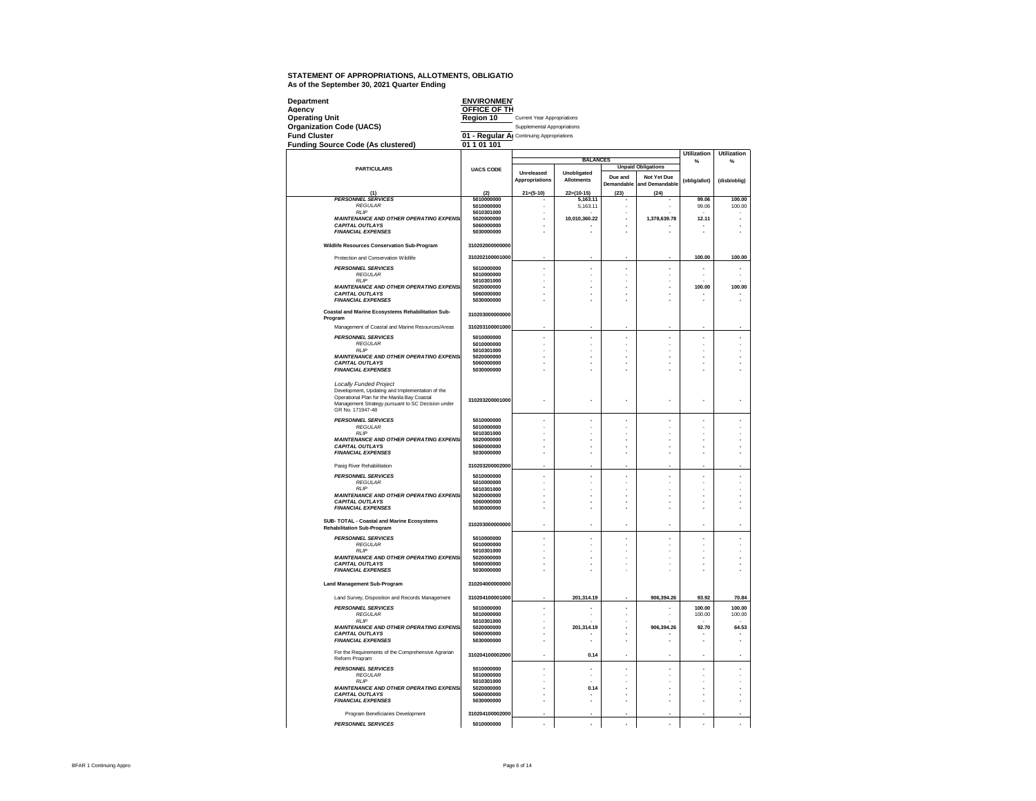**STATEMENT OF APPROPRIATIONS, ALLOTMENTS, OBLIGATIO**
**As of the September 30, 2021 Quarter Ending**

| | | |
|---|---|---|
| **Department** | **ENVIRONMEN** | |
| **Agency** | **OFFICE OF TH** | |
| **Operating Unit** | **Region 10** | Current Year Appropriations |
| **Organization Code (UACS)** | | Supplemental Appropriations |
| **Fund Cluster** | **01 - Regular A** | Continuing Appropriations |
| **Funding Source Code (As clustered)** | **01 1 01 101** | |

| PARTICULARS | UACS CODE | BALANCES | | | | Utilization % | Utilization % |
|---|---|---|---|---|---|---|---|
| | | Unreleased Appropriations | Unobligated Allotments | Unpaid Obligations | | (oblig/allot) | (disb/oblig) |
| | | | | Due and Demandable | Not Yet Due and Demandable | | |
| (1) | (2) | 21=(5-10) | 22=(10-15) | (23) | (24) | | |
| ***PERSONNEL SERVICES*** | 5010000000 | - | 5,163.11 | - | - | 99.06 | 100.00 |
| *REGULAR* | 5010000000 | - | 5,163.11 | - | - | 99.06 | 100.00 |
| *RLIP* | 5010301000 | - | - | - | - | - | - |
| ***MAINTENANCE AND OTHER OPERATING EXPENSI*** | 5020000000 | - | 10,010,360.22 | - | 1,378,639.78 | 12.11 | - |
| ***CAPITAL OUTLAYS*** | 5060000000 | - | - | - | - | - | - |
| ***FINANCIAL EXPENSES*** | 5030000000 | - | - | - | - | - | - |
| **Wildlife Resources Conservation Sub-Program** | 310202000000000 | | | | | | |
| Protection and Conservation Wildlife | 310202100001000 | - | - | - | - | 100.00 | 100.00 |
| ***PERSONNEL SERVICES*** | 5010000000 | - | - | - | - | - | - |
| *REGULAR* | 5010000000 | - | - | - | - | - | - |
| *RLIP* | 5010301000 | - | - | - | - | - | - |
| ***MAINTENANCE AND OTHER OPERATING EXPENSI*** | 5020000000 | - | - | - | - | 100.00 | 100.00 |
| ***CAPITAL OUTLAYS*** | 5060000000 | - | - | - | - | - | - |
| ***FINANCIAL EXPENSES*** | 5030000000 | - | - | - | - | - | - |
| **Coastal and Marine Ecosystems Rehabilitation Sub-Program** | 310203000000000 | | | | | | |
| Management of Coastal and Marine Resources/Areas | 310203100001000 | - | - | - | - | - | - |
| ***PERSONNEL SERVICES*** | 5010000000 | - | - | - | - | - | - |
| *REGULAR* | 5010000000 | - | - | - | - | - | - |
| *RLIP* | 5010301000 | - | - | - | - | - | - |
| ***MAINTENANCE AND OTHER OPERATING EXPENSI*** | 5020000000 | - | - | - | - | - | - |
| ***CAPITAL OUTLAYS*** | 5060000000 | - | - | - | - | - | - |
| ***FINANCIAL EXPENSES*** | 5030000000 | - | - | - | - | - | - |
| *Locally Funded Project* Development, Updating and Implementation of the Operational Plan for the Manila Bay Coastal Management Strategy pursuant to SC Decision under GR No. 171947-48 | 310203200001000 | - | - | - | - | - | - |
| ***PERSONNEL SERVICES*** | 5010000000 | - | - | - | - | - | - |
| *REGULAR* | 5010000000 | - | - | - | - | - | - |
| *RLIP* | 5010301000 | - | - | - | - | - | - |
| ***MAINTENANCE AND OTHER OPERATING EXPENSI*** | 5020000000 | - | - | - | - | - | - |
| ***CAPITAL OUTLAYS*** | 5060000000 | - | - | - | - | - | - |
| ***FINANCIAL EXPENSES*** | 5030000000 | - | - | - | - | - | - |
| Pasig River Rehabilitation | 310203200002000 | - | - | - | - | - | - |
| ***PERSONNEL SERVICES*** | 5010000000 | - | - | - | - | - | - |
| *REGULAR* | 5010000000 | - | - | - | - | - | - |
| *RLIP* | 5010301000 | - | - | - | - | - | - |
| ***MAINTENANCE AND OTHER OPERATING EXPENSI*** | 5020000000 | - | - | - | - | - | - |
| ***CAPITAL OUTLAYS*** | 5060000000 | - | - | - | - | - | - |
| ***FINANCIAL EXPENSES*** | 5030000000 | - | - | - | - | - | - |
| **SUB- TOTAL - Coastal and Marine Ecosystems Rehabilitation Sub-Program** | 310203000000000 | - | - | - | - | - | - |
| ***PERSONNEL SERVICES*** | 5010000000 | - | - | - | - | - | - |
| *REGULAR* | 5010000000 | - | - | - | - | - | - |
| *RLIP* | 5010301000 | - | - | - | - | - | - |
| ***MAINTENANCE AND OTHER OPERATING EXPENSI*** | 5020000000 | - | - | - | - | - | - |
| ***CAPITAL OUTLAYS*** | 5060000000 | - | - | - | - | - | - |
| ***FINANCIAL EXPENSES*** | 5030000000 | - | - | - | - | - | - |
| **Land Management Sub-Program** | 310204000000000 | | | | | | |
| Land Survey, Disposition and Records Management | 310204100001000 | - | 201,314.19 | - | 906,394.26 | 93.92 | 70.84 |
| ***PERSONNEL SERVICES*** | 5010000000 | - | - | - | - | 100.00 | 100.00 |
| *REGULAR* | 5010000000 | - | - | - | - | 100.00 | 100.00 |
| *RLIP* | 5010301000 | - | - | - | - | - | - |
| ***MAINTENANCE AND OTHER OPERATING EXPENSI*** | 5020000000 | - | 201,314.19 | - | 906,394.26 | 92.70 | 64.53 |
| ***CAPITAL OUTLAYS*** | 5060000000 | - | - | - | - | - | - |
| ***FINANCIAL EXPENSES*** | 5030000000 | - | - | - | - | - | - |
| For the Requirements of the Comprehensive Agrarian Reform Program | 310204100002000 | - | 0.14 | - | - | - | - |
| ***PERSONNEL SERVICES*** | 5010000000 | - | - | - | - | - | - |
| *REGULAR* | 5010000000 | - | - | - | - | - | - |
| *RLIP* | 5010301000 | - | - | - | - | - | - |
| ***MAINTENANCE AND OTHER OPERATING EXPENSI*** | 5020000000 | - | 0.14 | - | - | - | - |
| ***CAPITAL OUTLAYS*** | 5060000000 | - | - | - | - | - | - |
| ***FINANCIAL EXPENSES*** | 5030000000 | - | - | - | - | - | - |
| Program Beneficiaries Development | 310204100002000 | - | - | - | - | - | - |
| ***PERSONNEL SERVICES*** | 5010000000 | - | - | - | - | - | - |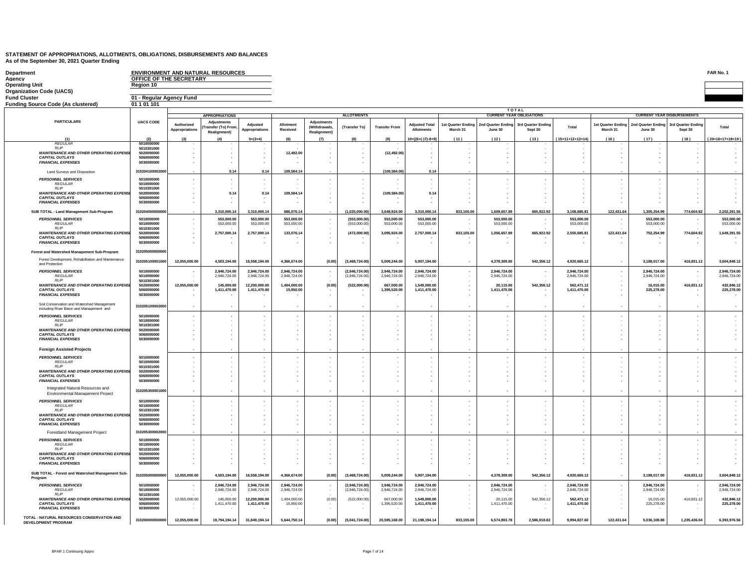**STATEMENT OF APPROPRIATIONS, ALLOTMENTS, OBLIGATIONS, DISBURSEMENTS AND BALANCES**
**As of the September 30, 2021 Quarter Ending**

| | | |
|---|---|---|
| Department | ENVIRONMENT AND NATURAL RESOURCES | FAR No. 1 |
| Agency | OFFICE OF THE SECRETARY | |
| Operating Unit | Region 10 | |
| Organization Code (UACS) | | |
| Fund Cluster | 01 - Regular Agency Fund | |
| Funding Source Code (As clustered) | 01 1 01 101 | |

| PARTICULARS | UACS CODE | APPROPRIATIONS | | | ALLOTMENTS | | | | | CURRENT YEAR OBLIGATIONS (TOTAL) | | | | CURRENT YEAR DISBURSEMENTS | | | |
|---|---|---|---|---|---|---|---|---|---|---|---|---|---|---|---|---|---|
| | | Authorized Appropriations | Adjustments (Transfer (To) From, Realignment) | Adjusted Appropriations | Allotment Received | Adjustments (Withdrawals, Realignment) | (Transfer To) | Transfer From | Adjusted Total Allotments | 1st Quarter Ending March 31 | 2nd Quarter Ending June 30 | 3rd Quarter Ending Sept 30 | Total | 1st Quarter Ending March 31 | 2nd Quarter Ending June 30 | 3rd Quarter Ending Sept 30 | Total |
| (1) | (2) | (3) | (4) | 5=(3+4) | (6) | (7) | (8) | (9) | 10=[{6+(-)7}-8+9] | (11) | (12) | (13) | (15=11+12+13+14) | (16) | (17) | (18) | (20=16+17+18+19) |
| *REGULAR* | 5010000000 | - | - | - | - | - | - | - | - | - | - | - | - | - | - | - | - |
| *RLIP* | 5010301000 | - | - | - | - | - | - | - | - | - | - | - | - | - | - | - | - |
| *MAINTENANCE AND OTHER OPERATING EXPENSES* | 5020000000 | - | - | - | 12,492.00 | - | - | (12,492.00) | - | - | - | - | - | - | - | - | - |
| *CAPITAL OUTLAYS* | 5060000000 | - | - | - | - | - | - | - | - | - | - | - | - | - | - | - | - |
| *FINANCIAL EXPENSES* | 5030000000 | - | - | - | - | - | - | - | - | - | - | - | - | - | - | - | - |
| Land Surveys and Disposition | 310204100002000 | | 0.14 | 0.14 | 109,584.14 | - | - | (109,584.00) | 0.14 | - | - | - | - | - | - | - | - |
| *PERSONNEL SERVICES* | 5010000000 | - | - | - | - | - | - | - | - | - | - | - | - | - | - | - | - |
| *REGULAR* | 5010000000 | - | - | - | - | - | - | - | - | - | - | - | - | - | - | - | - |
| *RLIP* | 5010301000 | - | - | - | - | - | - | - | - | - | - | - | - | - | - | - | - |
| *MAINTENANCE AND OTHER OPERATING EXPENSES* | 5020000000 | - | 0.14 | 0.14 | 109,584.14 | - | - | (109,584.00) | 0.14 | - | - | - | - | - | - | - | - |
| *CAPITAL OUTLAYS* | 5060000000 | - | - | - | - | - | - | - | - | - | - | - | - | - | - | - | - |
| *FINANCIAL EXPENSES* | 5030000000 | - | - | - | - | - | - | - | - | - | - | - | - | - | - | - | - |
| SUB TOTAL - Land Management Sub-Program | 310204000000000 | - | 3,310,000.14 | 3,310,000.14 | 686,076.14 | - | (1,025,000.00) | 3,648,924.00 | 3,310,000.14 | 833,105.00 | 1,609,657.89 | 665,922.92 | 3,108,685.81 | 122,431.64 | 1,305,254.99 | 774,604.92 | 2,202,291.55 |
| *PERSONNEL SERVICES* | 5010000000 | - | 553,000.00 | 553,000.00 | 553,000.00 | - | (553,000.00) | 553,000.00 | 553,000.00 | - | 553,000.00 | - | 553,000.00 | - | 553,000.00 | - | 553,000.00 |
| *REGULAR* | 5010000000 | - | 553,000.00 | 553,000.00 | 553,000.00 | - | (553,000.00) | 553,000.00 | 553,000.00 | - | 553,000.00 | - | 553,000.00 | - | 553,000.00 | - | 553,000.00 |
| *RLIP* | 5010301000 | - | - | - | - | - | - | - | - | - | - | - | - | - | - | - | - |
| *MAINTENANCE AND OTHER OPERATING EXPENSES* | 5020000000 | - | 2,757,000.14 | 2,757,000.14 | 133,076.14 | - | (472,000.00) | 3,095,924.00 | 2,757,000.14 | 833,105.00 | 1,056,657.89 | 665,922.92 | 2,555,685.81 | 122,431.64 | 752,254.99 | 774,604.92 | 1,649,291.55 |
| *CAPITAL OUTLAYS* | 5060000000 | - | - | - | - | - | - | - | - | - | - | - | - | - | - | - | - |
| *FINANCIAL EXPENSES* | 5030000000 | - | - | - | - | - | - | - | - | - | - | - | - | - | - | - | - |
| **Forest and Watershed Management Sub-Program** | 310205000000000 | | | | | | | | | | | | | | | | |
| Forest Development, Rehabilitation and Maintenance and Protection | 310205100001000 | 12,055,000.00 | 4,503,194.00 | 16,558,194.00 | 4,366,674.00 | (0.00) | (3,468,724.00) | 5,009,244.00 | 5,907,194.00 | - | 4,378,309.00 | 542,356.12 | 4,920,665.12 | - | 3,188,017.00 | 416,831.12 | 3,604,848.12 |
| *PERSONNEL SERVICES* | 5010000000 | - | 2,946,724.00 | 2,946,724.00 | 2,946,724.00 | - | (2,946,724.00) | 2,946,724.00 | 2,946,724.00 | - | 2,946,724.00 | - | 2,946,724.00 | - | 2,946,724.00 | - | 2,946,724.00 |
| *REGULAR* | 5010000000 | - | 2,946,724.00 | 2,946,724.00 | 2,946,724.00 | - | (2,946,724.00) | 2,946,724.00 | 2,946,724.00 | - | 2,946,724.00 | - | 2,946,724.00 | - | 2,946,724.00 | - | 2,946,724.00 |
| *RLIP* | 5010301000 | - | - | - | - | - | - | - | - | - | - | - | - | - | - | - | - |
| *MAINTENANCE AND OTHER OPERATING EXPENSES* | 5020000000 | 12,055,000.00 | 145,000.00 | 12,200,000.00 | 1,404,000.00 | (0.00) | (522,000.00) | 667,000.00 | 1,549,000.00 | - | 20,115.00 | 542,356.12 | 562,471.12 | - | 16,015.00 | 416,831.12 | 432,846.12 |
| *CAPITAL OUTLAYS* | 5060000000 | - | 1,411,470.00 | 1,411,470.00 | 15,950.00 | - | - | 1,395,520.00 | 1,411,470.00 | - | 1,411,470.00 | - | 1,411,470.00 | - | 225,278.00 | - | 225,278.00 |
| *FINANCIAL EXPENSES* | 5030000000 | - | - | - | - | - | - | - | - | - | - | - | - | - | - | - | - |
| Soil Conservation and Watershed Management including River Basin and Management and | 310205100002000 | - | - | - | - | - | - | - | - | - | - | - | - | - | - | - | - |
| *PERSONNEL SERVICES* | 5010000000 | - | - | - | - | - | - | - | - | - | - | - | - | - | - | - | - |
| *REGULAR* | 5010000000 | - | - | - | - | - | - | - | - | - | - | - | - | - | - | - | - |
| *RLIP* | 5010301000 | - | - | - | - | - | - | - | - | - | - | - | - | - | - | - | - |
| *MAINTENANCE AND OTHER OPERATING EXPENSES* | 5020000000 | - | - | - | - | - | - | - | - | - | - | - | - | - | - | - | - |
| *CAPITAL OUTLAYS* | 5060000000 | - | - | - | - | - | - | - | - | - | - | - | - | - | - | - | - |
| *FINANCIAL EXPENSES* | 5030000000 | - | - | - | - | - | - | - | - | - | - | - | - | - | - | - | - |
| **Foreign Assisted Projects** | | - | - | - | - | - | - | - | - | - | - | - | - | - | - | - | - |
| *PERSONNEL SERVICES* | 5010000000 | - | - | - | - | - | - | - | - | - | - | - | - | - | - | - | - |
| *REGULAR* | 5010000000 | - | - | - | - | - | - | - | - | - | - | - | - | - | - | - | - |
| *RLIP* | 5010301000 | - | - | - | - | - | - | - | - | - | - | - | - | - | - | - | - |
| *MAINTENANCE AND OTHER OPERATING EXPENSES* | 5020000000 | - | - | - | - | - | - | - | - | - | - | - | - | - | - | - | - |
| *CAPITAL OUTLAYS* | 5060000000 | - | - | - | - | - | - | - | - | - | - | - | - | - | - | - | - |
| *FINANCIAL EXPENSES* | 5030000000 | - | - | - | - | - | - | - | - | - | - | - | - | - | - | - | - |
| Integrated Natural Resources and Environmental Management Project | 310205300001000 | - | - | - | - | - | - | - | - | - | - | - | - | - | - | - | - |
| *PERSONNEL SERVICES* | 5010000000 | - | - | - | - | - | - | - | - | - | - | - | - | - | - | - | - |
| *REGULAR* | 5010000000 | - | - | - | - | - | - | - | - | - | - | - | - | - | - | - | - |
| *RLIP* | 5010301000 | - | - | - | - | - | - | - | - | - | - | - | - | - | - | - | - |
| *MAINTENANCE AND OTHER OPERATING EXPENSES* | 5020000000 | - | - | - | - | - | - | - | - | - | - | - | - | - | - | - | - |
| *CAPITAL OUTLAYS* | 5060000000 | - | - | - | - | - | - | - | - | - | - | - | - | - | - | - | - |
| *FINANCIAL EXPENSES* | 5030000000 | - | - | - | - | - | - | - | - | - | - | - | - | - | - | - | - |
| Forestland Management Project | 310205300002000 | - | - | - | - | - | - | - | - | - | - | - | - | - | - | - | - |
| *PERSONNEL SERVICES* | 5010000000 | - | - | - | - | - | - | - | - | - | - | - | - | - | - | - | - |
| *REGULAR* | 5010000000 | - | - | - | - | - | - | - | - | - | - | - | - | - | - | - | - |
| *RLIP* | 5010301000 | - | - | - | - | - | - | - | - | - | - | - | - | - | - | - | - |
| *MAINTENANCE AND OTHER OPERATING EXPENSES* | 5020000000 | - | - | - | - | - | - | - | - | - | - | - | - | - | - | - | - |
| *CAPITAL OUTLAYS* | 5060000000 | - | - | - | - | - | - | - | - | - | - | - | - | - | - | - | - |
| *FINANCIAL EXPENSES* | 5030000000 | - | - | - | - | - | - | - | - | - | - | - | - | - | - | - | - |
| SUB TOTAL - Forest and Watershed Management Sub-Program | 310205000000000 | 12,055,000.00 | 4,503,194.00 | 16,558,194.00 | 4,366,674.00 | (0.00) | (3,468,724.00) | 5,009,244.00 | 5,907,194.00 | - | 4,378,309.00 | 542,356.12 | 4,920,665.12 | - | 3,188,017.00 | 416,831.12 | 3,604,848.12 |
| *PERSONNEL SERVICES* | 5010000000 | - | 2,946,724.00 | 2,946,724.00 | 2,946,724.00 | - | (2,946,724.00) | 2,946,724.00 | 2,946,724.00 | - | 2,946,724.00 | - | 2,946,724.00 | - | 2,946,724.00 | - | 2,946,724.00 |
| *REGULAR* | 5010000000 | - | 2,946,724.00 | 2,946,724.00 | 2,946,724.00 | - | (2,946,724.00) | 2,946,724.00 | 2,946,724.00 | - | 2,946,724.00 | - | 2,946,724.00 | - | 2,946,724.00 | - | 2,946,724.00 |
| *RLIP* | 5010301000 | - | - | - | - | - | - | - | - | - | - | - | - | - | - | - | - |
| *MAINTENANCE AND OTHER OPERATING EXPENSES* | 5020000000 | 12,055,000.00 | 145,000.00 | 12,200,000.00 | 1,404,000.00 | (0.00) | (522,000.00) | 667,000.00 | 1,549,000.00 | - | 20,115.00 | 542,356.12 | 562,471.12 | - | 16,015.00 | 416,831.12 | 432,846.12 |
| *CAPITAL OUTLAYS* | 5060000000 | - | 1,411,470.00 | 1,411,470.00 | 15,950.00 | - | - | 1,395,520.00 | 1,411,470.00 | - | 1,411,470.00 | - | 1,411,470.00 | - | 225,278.00 | - | 225,278.00 |
| *FINANCIAL EXPENSES* | 5030000000 | - | - | - | - | - | - | - | - | - | - | - | - | - | - | - | - |
| TOTAL - NATURAL RESOURCES CONSERVATION AND DEVELOPMENT PROGRAM | 310200000000000 | 12,055,000.00 | 19,794,194.14 | 31,849,194.14 | 5,644,750.14 | (0.00) | (5,041,724.00) | 20,595,168.00 | 21,198,194.14 | 833,105.00 | 6,574,803.78 | 2,586,918.82 | 9,994,827.60 | 122,431.64 | 5,036,108.88 | 1,235,436.04 | 6,393,976.56 |

BFAR 1 Continuing Appro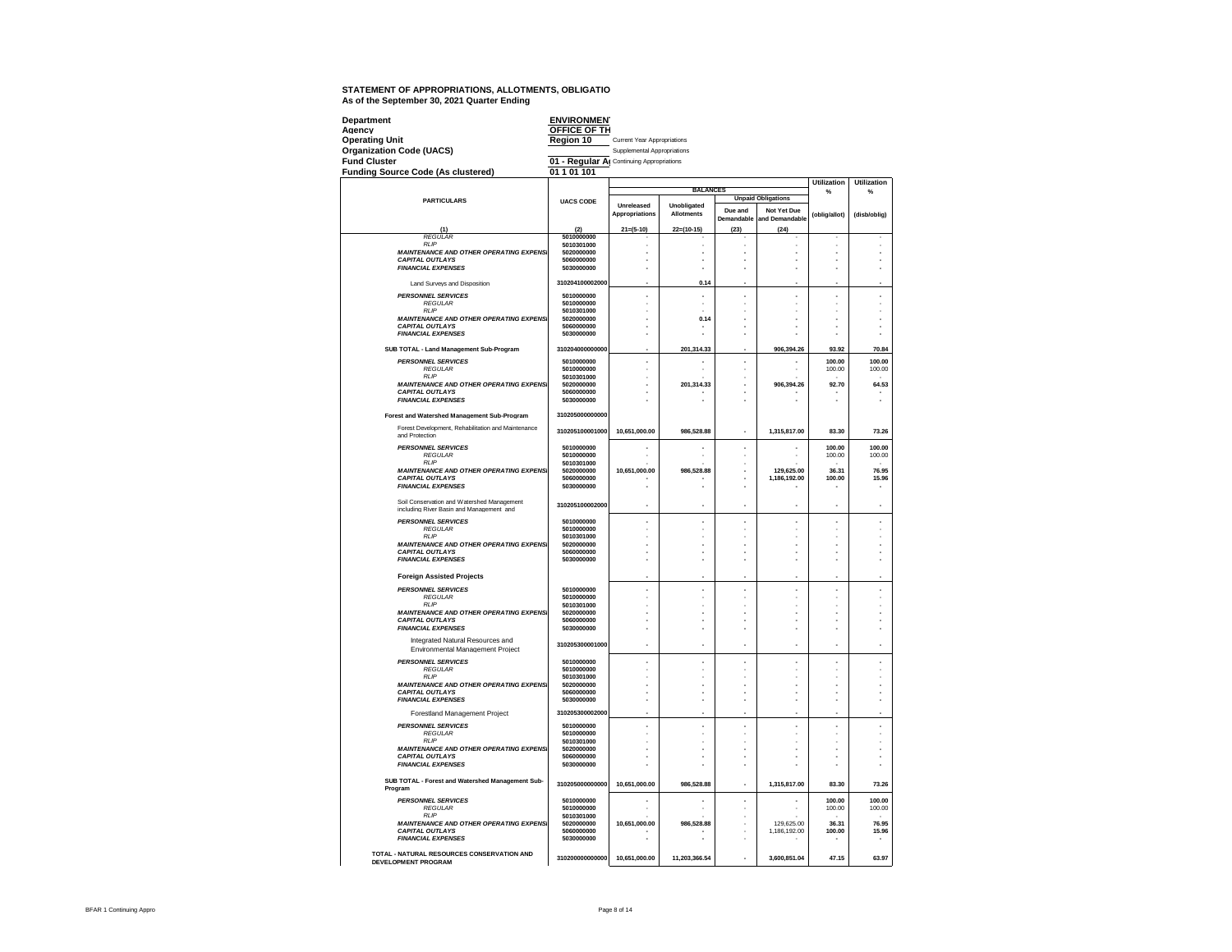**STATEMENT OF APPROPRIATIONS, ALLOTMENTS, OBLIGATIO**
**As of the September 30, 2021 Quarter Ending**

| | |
|---|---|
| **Department** | **ENVIRONMENT** |
| **Agency** | **OFFICE OF TH** |
| **Operating Unit** | **Region 10** |
| **Organization Code (UACS)** | |
| **Fund Cluster** | **01 - Regular A** |
| **Funding Source Code (As clustered)** | **01 1 01 101** |

Current Year Appropriations
Supplemental Appropriations
Continuing Appropriations

| PARTICULARS | UACS CODE | BALANCES | | | | Utilization % | Utilization % |
|---|---|---|---|---|---|---|---|
| | | Unreleased Appropriations | Unobligated Allotments | Unpaid Obligations | | (oblig/allot) | (disb/oblig) |
| | | | | Due and Demandable | Not Yet Due and Demandable | | |
| (1) | (2) | 21=(5-10) | 22=(10-15) | (23) | (24) | | |
| *REGULAR* | 5010000000 | - | - | - | - | - | - |
| *RLIP* | 5010301000 | - | - | - | - | - | - |
| ***MAINTENANCE AND OTHER OPERATING EXPENSI*** | 5020000000 | - | - | - | - | - | - |
| ***CAPITAL OUTLAYS*** | 5060000000 | - | - | - | - | - | - |
| ***FINANCIAL EXPENSES*** | 5030000000 | - | - | - | - | - | - |
| Land Surveys and Disposition | 310204100002000 | - | 0.14 | - | - | - | - |
| ***PERSONNEL SERVICES*** | 5010000000 | - | - | - | - | - | - |
| *REGULAR* | 5010000000 | - | - | - | - | - | - |
| *RLIP* | 5010301000 | - | - | - | - | - | - |
| ***MAINTENANCE AND OTHER OPERATING EXPENSI*** | 5020000000 | - | 0.14 | - | - | - | - |
| ***CAPITAL OUTLAYS*** | 5060000000 | - | - | - | - | - | - |
| ***FINANCIAL EXPENSES*** | 5030000000 | - | - | - | - | - | - |
| **SUB TOTAL - Land Management Sub-Program** | 310204000000000 | - | 201,314.33 | - | 906,394.26 | 93.92 | 70.84 |
| ***PERSONNEL SERVICES*** | 5010000000 | - | - | - | - | 100.00 | 100.00 |
| *REGULAR* | 5010000000 | - | - | - | - | 100.00 | 100.00 |
| *RLIP* | 5010301000 | - | - | - | - | - | - |
| ***MAINTENANCE AND OTHER OPERATING EXPENSI*** | 5020000000 | - | 201,314.33 | - | 906,394.26 | 92.70 | 64.53 |
| ***CAPITAL OUTLAYS*** | 5060000000 | - | - | - | - | - | - |
| ***FINANCIAL EXPENSES*** | 5030000000 | - | - | - | - | - | - |
| **Forest and Watershed Management Sub-Program** | 310205000000000 | | | | | | |
| Forest Development, Rehabilitation and Maintenance and Protection | 310205100001000 | 10,651,000.00 | 986,528.88 | - | 1,315,817.00 | 83.30 | 73.26 |
| ***PERSONNEL SERVICES*** | 5010000000 | - | - | - | - | 100.00 | 100.00 |
| *REGULAR* | 5010000000 | - | - | - | - | 100.00 | 100.00 |
| *RLIP* | 5010301000 | - | - | - | - | - | - |
| ***MAINTENANCE AND OTHER OPERATING EXPENSI*** | 5020000000 | 10,651,000.00 | 986,528.88 | - | 129,625.00 | 36.31 | 76.95 |
| ***CAPITAL OUTLAYS*** | 5060000000 | - | - | - | 1,186,192.00 | 100.00 | 15.96 |
| ***FINANCIAL EXPENSES*** | 5030000000 | - | - | - | - | - | - |
| Soil Conservation and Watershed Management including River Basin and Management and | 310205100002000 | - | - | - | - | - | - |
| ***PERSONNEL SERVICES*** | 5010000000 | - | - | - | - | - | - |
| *REGULAR* | 5010000000 | - | - | - | - | - | - |
| *RLIP* | 5010301000 | - | - | - | - | - | - |
| ***MAINTENANCE AND OTHER OPERATING EXPENSI*** | 5020000000 | - | - | - | - | - | - |
| ***CAPITAL OUTLAYS*** | 5060000000 | - | - | - | - | - | - |
| ***FINANCIAL EXPENSES*** | 5030000000 | - | - | - | - | - | - |
| **Foreign Assisted Projects** | | - | - | - | - | - | - |
| ***PERSONNEL SERVICES*** | 5010000000 | - | - | - | - | - | - |
| *REGULAR* | 5010000000 | - | - | - | - | - | - |
| *RLIP* | 5010301000 | - | - | - | - | - | - |
| ***MAINTENANCE AND OTHER OPERATING EXPENSI*** | 5020000000 | - | - | - | - | - | - |
| ***CAPITAL OUTLAYS*** | 5060000000 | - | - | - | - | - | - |
| ***FINANCIAL EXPENSES*** | 5030000000 | - | - | - | - | - | - |
| Integrated Natural Resources and Environmental Management Project | 310205300001000 | - | - | - | - | - | - |
| ***PERSONNEL SERVICES*** | 5010000000 | - | - | - | - | - | - |
| *REGULAR* | 5010000000 | - | - | - | - | - | - |
| *RLIP* | 5010301000 | - | - | - | - | - | - |
| ***MAINTENANCE AND OTHER OPERATING EXPENSI*** | 5020000000 | - | - | - | - | - | - |
| ***CAPITAL OUTLAYS*** | 5060000000 | - | - | - | - | - | - |
| ***FINANCIAL EXPENSES*** | 5030000000 | - | - | - | - | - | - |
| Forestland Management Project | 310205300002000 | - | - | - | - | - | - |
| ***PERSONNEL SERVICES*** | 5010000000 | - | - | - | - | - | - |
| *REGULAR* | 5010000000 | - | - | - | - | - | - |
| *RLIP* | 5010301000 | - | - | - | - | - | - |
| ***MAINTENANCE AND OTHER OPERATING EXPENSI*** | 5020000000 | - | - | - | - | - | - |
| ***CAPITAL OUTLAYS*** | 5060000000 | - | - | - | - | - | - |
| ***FINANCIAL EXPENSES*** | 5030000000 | - | - | - | - | - | - |
| **SUB TOTAL - Forest and Watershed Management Sub-Program** | 310205000000000 | 10,651,000.00 | 986,528.88 | - | 1,315,817.00 | 83.30 | 73.26 |
| ***PERSONNEL SERVICES*** | 5010000000 | - | - | - | - | 100.00 | 100.00 |
| *REGULAR* | 5010000000 | - | - | - | - | 100.00 | 100.00 |
| *RLIP* | 5010301000 | - | - | - | - | - | - |
| ***MAINTENANCE AND OTHER OPERATING EXPENSI*** | 5020000000 | 10,651,000.00 | 986,528.88 | - | 129,625.00 | 36.31 | 76.95 |
| ***CAPITAL OUTLAYS*** | 5060000000 | - | - | - | 1,186,192.00 | 100.00 | 15.96 |
| ***FINANCIAL EXPENSES*** | 5030000000 | - | - | - | - | - | - |
| **TOTAL - NATURAL RESOURCES CONSERVATION AND DEVELOPMENT PROGRAM** | 310200000000000 | 10,651,000.00 | 11,203,366.54 | - | 3,600,851.04 | 47.15 | 63.97 |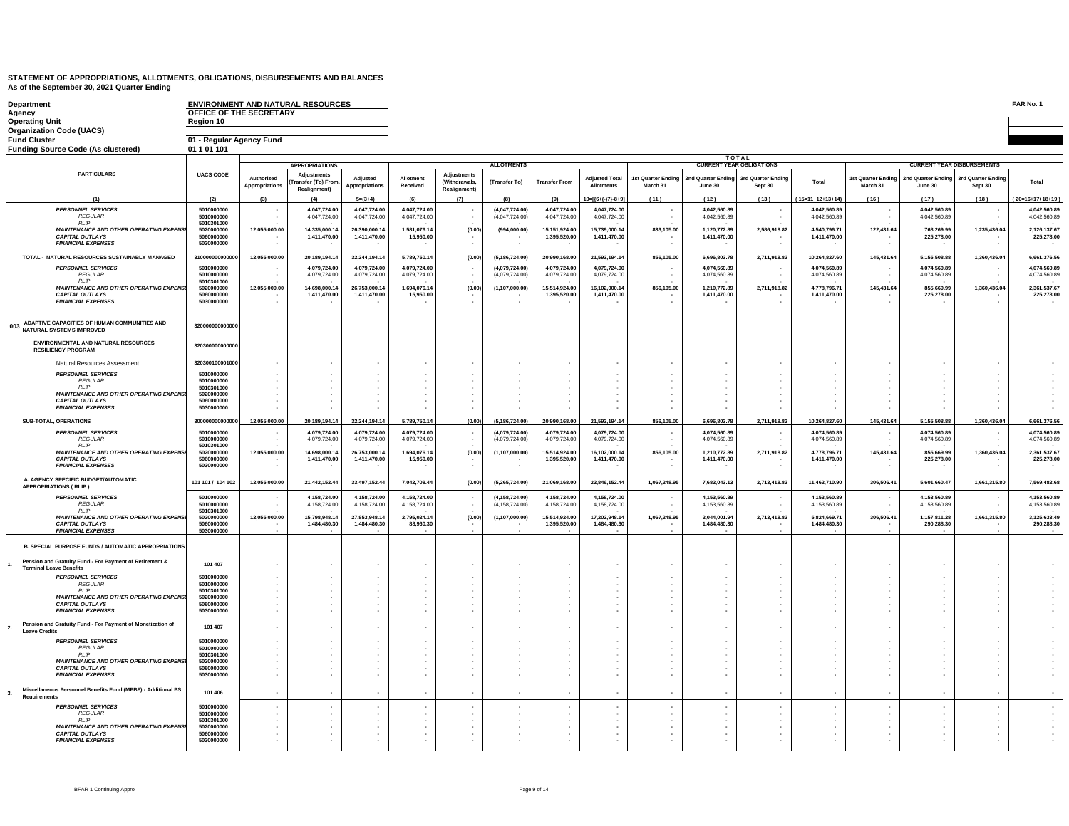# STATEMENT OF APPROPRIATIONS, ALLOTMENTS, OBLIGATIONS, DISBURSEMENTS AND BALANCES
As of the September 30, 2021 Quarter Ending

FAR No. 1

| | |
|---|---|
| Department | ENVIRONMENT AND NATURAL RESOURCES |
| Agency | OFFICE OF THE SECRETARY |
| Operating Unit | Region 10 |
| Organization Code (UACS) | |
| Fund Cluster | 01 - Regular Agency Fund |
| Funding Source Code (As clustered) | 01 1 01 101 |

| PARTICULARS | UACS CODE | APPROPRIATIONS | | | ALLOTMENTS | | | | | CURRENT YEAR OBLIGATIONS (TOTAL) | | | | CURRENT YEAR DISBURSEMENTS | | | |
|---|---|---|---|---|---|---|---|---|---|---|---|---|---|---|---|---|---|
| | | Authorized Appropriations | Adjustments (Transfer (To) From, Realignment) | Adjusted Appropriations | Allotment Received | Adjustments (Withdrawals, Realignment) | (Transfer To) | Transfer From | Adjusted Total Allotments | 1st Quarter Ending March 31 | 2nd Quarter Ending June 30 | 3rd Quarter Ending Sept 30 | Total | 1st Quarter Ending March 31 | 2nd Quarter Ending June 30 | 3rd Quarter Ending Sept 30 | Total |
| (1) | (2) | (3) | (4) | 5=(3+4) | (6) | (7) | (8) | (9) | 10=[(6+(-)7)-8+9] | (11) | (12) | (13) | (15=11+12+13+14) | (16) | (17) | (18) | (20=16+17+18+19) |
| *PERSONNEL SERVICES* | 5010000000 | - | 4,047,724.00 | 4,047,724.00 | 4,047,724.00 | - | (4,047,724.00) | 4,047,724.00 | 4,047,724.00 | - | 4,042,560.89 | - | 4,042,560.89 | - | 4,042,560.89 | - | 4,042,560.89 |
| *REGULAR* | 5010000000 | - | 4,047,724.00 | 4,047,724.00 | 4,047,724.00 | - | (4,047,724.00) | 4,047,724.00 | 4,047,724.00 | - | 4,042,560.89 | - | 4,042,560.89 | - | 4,042,560.89 | - | 4,042,560.89 |
| *RLIP* | 5010301000 | | - | - | - | - | - | - | - | - | - | - | - | - | - | - | - |
| *MAINTENANCE AND OTHER OPERATING EXPENSES* | 5020000000 | 12,055,000.00 | 14,335,000.14 | 26,390,000.14 | 1,581,076.14 | (0.00) | (994,000.00) | 15,151,924.00 | 15,739,000.14 | 833,105.00 | 1,120,772.89 | 2,586,918.82 | 4,540,796.71 | 122,431.64 | 768,269.99 | 1,235,436.04 | 2,126,137.67 |
| *CAPITAL OUTLAYS* | 5060000000 | - | 1,411,470.00 | 1,411,470.00 | 15,950.00 | - | - | 1,395,520.00 | 1,411,470.00 | - | 1,411,470.00 | - | 1,411,470.00 | - | 225,278.00 | - | 225,278.00 |
| *FINANCIAL EXPENSES* | 5030000000 | - | - | - | - | - | - | - | - | - | - | - | - | - | - | - | - |
| TOTAL - NATURAL RESOURCES SUSTAINABLY MANAGED | 310000000000000 | 12,055,000.00 | 20,189,194.14 | 32,244,194.14 | 5,789,750.14 | (0.00) | (5,186,724.00) | 20,990,168.00 | 21,593,194.14 | 856,105.00 | 6,696,803.78 | 2,711,918.82 | 10,264,827.60 | 145,431.64 | 5,155,508.88 | 1,360,436.04 | 6,661,376.56 |
| *PERSONNEL SERVICES* | 5010000000 | - | 4,079,724.00 | 4,079,724.00 | 4,079,724.00 | - | (4,079,724.00) | 4,079,724.00 | 4,079,724.00 | - | 4,074,560.89 | - | 4,074,560.89 | - | 4,074,560.89 | - | 4,074,560.89 |
| *REGULAR* | 5010000000 | - | 4,079,724.00 | 4,079,724.00 | 4,079,724.00 | - | (4,079,724.00) | 4,079,724.00 | 4,079,724.00 | - | 4,074,560.89 | - | 4,074,560.89 | - | 4,074,560.89 | - | 4,074,560.89 |
| *RLIP* | 5010301000 | | - | - | - | - | - | - | - | - | - | - | - | - | - | - | - |
| *MAINTENANCE AND OTHER OPERATING EXPENSES* | 5020000000 | 12,055,000.00 | 14,698,000.14 | 26,753,000.14 | 1,694,076.14 | (0.00) | (1,107,000.00) | 15,514,924.00 | 16,102,000.14 | 856,105.00 | 1,210,772.89 | 2,711,918.82 | 4,778,796.71 | 145,431.64 | 855,669.99 | 1,360,436.04 | 2,361,537.67 |
| *CAPITAL OUTLAYS* | 5060000000 | - | 1,411,470.00 | 1,411,470.00 | 15,950.00 | - | - | 1,395,520.00 | 1,411,470.00 | - | 1,411,470.00 | - | 1,411,470.00 | - | 225,278.00 | - | 225,278.00 |
| *FINANCIAL EXPENSES* | 5030000000 | - | - | - | - | - | - | - | - | - | - | - | - | - | - | - | - |
| 003 ADAPTIVE CAPACITIES OF HUMAN COMMUNITIES AND NATURAL SYSTEMS IMPROVED | 320000000000000 | | | | | | | | | | | | | | | | |
| ENVIRONMENTAL AND NATURAL RESOURCES RESILIENCY PROGRAM | 320300000000000 | | | | | | | | | | | | | | | | |
| Natural Resources Assessment | 320300100001000 | - | - | - | - | - | - | - | - | - | - | - | - | - | - | - | - |
| *PERSONNEL SERVICES* | 5010000000 | - | - | - | - | - | - | - | - | - | - | - | - | - | - | - | - |
| *REGULAR* | 5010000000 | - | - | - | - | - | - | - | - | - | - | - | - | - | - | - | - |
| *RLIP* | 5010301000 | - | - | - | - | - | - | - | - | - | - | - | - | - | - | - | - |
| *MAINTENANCE AND OTHER OPERATING EXPENSES* | 5020000000 | - | - | - | - | - | - | - | - | - | - | - | - | - | - | - | - |
| *CAPITAL OUTLAYS* | 5060000000 | - | - | - | - | - | - | - | - | - | - | - | - | - | - | - | - |
| *FINANCIAL EXPENSES* | 5030000000 | - | - | - | - | - | - | - | - | - | - | - | - | - | - | - | - |
| SUB-TOTAL, OPERATIONS | 300000000000000 | 12,055,000.00 | 20,189,194.14 | 32,244,194.14 | 5,789,750.14 | (0.00) | (5,186,724.00) | 20,990,168.00 | 21,593,194.14 | 856,105.00 | 6,696,803.78 | 2,711,918.82 | 10,264,827.60 | 145,431.64 | 5,155,508.88 | 1,360,436.04 | 6,661,376.56 |
| *PERSONNEL SERVICES* | 5010000000 | - | 4,079,724.00 | 4,079,724.00 | 4,079,724.00 | - | (4,079,724.00) | 4,079,724.00 | 4,079,724.00 | - | 4,074,560.89 | - | 4,074,560.89 | - | 4,074,560.89 | - | 4,074,560.89 |
| *REGULAR* | 5010000000 | - | 4,079,724.00 | 4,079,724.00 | 4,079,724.00 | - | (4,079,724.00) | 4,079,724.00 | 4,079,724.00 | - | 4,074,560.89 | - | 4,074,560.89 | - | 4,074,560.89 | - | 4,074,560.89 |
| *RLIP* | 5010301000 | | - | - | - | - | - | - | - | - | - | - | - | - | - | - | - |
| *MAINTENANCE AND OTHER OPERATING EXPENSES* | 5020000000 | 12,055,000.00 | 14,698,000.14 | 26,753,000.14 | 1,694,076.14 | (0.00) | (1,107,000.00) | 15,514,924.00 | 16,102,000.14 | 856,105.00 | 1,210,772.89 | 2,711,918.82 | 4,778,796.71 | 145,431.64 | 855,669.99 | 1,360,436.04 | 2,361,537.67 |
| *CAPITAL OUTLAYS* | 5060000000 | - | 1,411,470.00 | 1,411,470.00 | 15,950.00 | - | - | 1,395,520.00 | 1,411,470.00 | - | 1,411,470.00 | - | 1,411,470.00 | - | 225,278.00 | - | 225,278.00 |
| *FINANCIAL EXPENSES* | 5030000000 | - | - | - | - | - | - | - | - | - | - | - | - | - | - | - | - |
| A. AGENCY SPECIFIC BUDGET/AUTOMATIC APPROPRIATIONS ( RLIP ) | 101 101 / 104 102 | 12,055,000.00 | 21,442,152.44 | 33,497,152.44 | 7,042,708.44 | (0.00) | (5,265,724.00) | 21,069,168.00 | 22,846,152.44 | 1,067,248.95 | 7,682,043.13 | 2,713,418.82 | 11,462,710.90 | 306,506.41 | 5,601,660.47 | 1,661,315.80 | 7,569,482.68 |
| *PERSONNEL SERVICES* | 5010000000 | - | 4,158,724.00 | 4,158,724.00 | 4,158,724.00 | - | (4,158,724.00) | 4,158,724.00 | 4,158,724.00 | - | 4,153,560.89 | - | 4,153,560.89 | - | 4,153,560.89 | - | 4,153,560.89 |
| *REGULAR* | 5010000000 | - | 4,158,724.00 | 4,158,724.00 | 4,158,724.00 | - | (4,158,724.00) | 4,158,724.00 | 4,158,724.00 | - | 4,153,560.89 | - | 4,153,560.89 | - | 4,153,560.89 | - | 4,153,560.89 |
| *RLIP* | 5010301000 | | - | - | - | - | - | - | - | - | - | - | - | - | - | - | - |
| *MAINTENANCE AND OTHER OPERATING EXPENSES* | 5020000000 | 12,055,000.00 | 15,798,948.14 | 27,853,948.14 | 2,795,024.14 | (0.00) | (1,107,000.00) | 15,514,924.00 | 17,202,948.14 | 1,067,248.95 | 2,044,001.94 | 2,713,418.82 | 5,824,669.71 | 306,506.41 | 1,157,811.28 | 1,661,315.80 | 3,125,633.49 |
| *CAPITAL OUTLAYS* | 5060000000 | - | 1,484,480.30 | 1,484,480.30 | 88,960.30 | - | - | 1,395,520.00 | 1,484,480.30 | - | 1,484,480.30 | - | 1,484,480.30 | - | 290,288.30 | - | 290,288.30 |
| *FINANCIAL EXPENSES* | 5030000000 | - | - | - | - | - | - | - | - | - | - | - | - | - | - | - | - |
| B. SPECIAL PURPOSE FUNDS / AUTOMATIC APPROPRIATIONS | | | | | | | | | | | | | | | | | |
| 1. Pension and Gratuity Fund - For Payment of Retirement & Terminal Leave Benefits | 101 407 | - | - | - | - | - | - | - | - | - | - | - | - | - | - | - | - |
| *PERSONNEL SERVICES* | 5010000000 | - | - | - | - | - | - | - | - | - | - | - | - | - | - | - | - |
| *REGULAR* | 5010000000 | - | - | - | - | - | - | - | - | - | - | - | - | - | - | - | - |
| *RLIP* | 5010301000 | - | - | - | - | - | - | - | - | - | - | - | - | - | - | - | - |
| *MAINTENANCE AND OTHER OPERATING EXPENSES* | 5020000000 | - | - | - | - | - | - | - | - | - | - | - | - | - | - | - | - |
| *CAPITAL OUTLAYS* | 5060000000 | - | - | - | - | - | - | - | - | - | - | - | - | - | - | - | - |
| *FINANCIAL EXPENSES* | 5030000000 | - | - | - | - | - | - | - | - | - | - | - | - | - | - | - | - |
| 2. Pension and Gratuity Fund - For Payment of Monetization of Leave Credits | 101 407 | - | - | - | - | - | - | - | - | - | - | - | - | - | - | - | - |
| *PERSONNEL SERVICES* | 5010000000 | - | - | - | - | - | - | - | - | - | - | - | - | - | - | - | - |
| *REGULAR* | 5010000000 | - | - | - | - | - | - | - | - | - | - | - | - | - | - | - | - |
| *RLIP* | 5010301000 | - | - | - | - | - | - | - | - | - | - | - | - | - | - | - | - |
| *MAINTENANCE AND OTHER OPERATING EXPENSES* | 5020000000 | - | - | - | - | - | - | - | - | - | - | - | - | - | - | - | - |
| *CAPITAL OUTLAYS* | 5060000000 | - | - | - | - | - | - | - | - | - | - | - | - | - | - | - | - |
| *FINANCIAL EXPENSES* | 5030000000 | - | - | - | - | - | - | - | - | - | - | - | - | - | - | - | - |
| 3. Miscellaneous Personnel Benefits Fund (MPBF) - Additional PS Requirements | 101 406 | - | - | - | - | - | - | - | - | - | - | - | - | - | - | - | - |
| *PERSONNEL SERVICES* | 5010000000 | - | - | - | - | - | - | - | - | - | - | - | - | - | - | - | - |
| *REGULAR* | 5010000000 | - | - | - | - | - | - | - | - | - | - | - | - | - | - | - | - |
| *RLIP* | 5010301000 | - | - | - | - | - | - | - | - | - | - | - | - | - | - | - | - |
| *MAINTENANCE AND OTHER OPERATING EXPENSES* | 5020000000 | - | - | - | - | - | - | - | - | - | - | - | - | - | - | - | - |
| *CAPITAL OUTLAYS* | 5060000000 | - | - | - | - | - | - | - | - | - | - | - | - | - | - | - | - |
| *FINANCIAL EXPENSES* | 5030000000 | - | - | - | - | - | - | - | - | - | - | - | - | - | - | - | - |

BFAR 1 Continuing Appro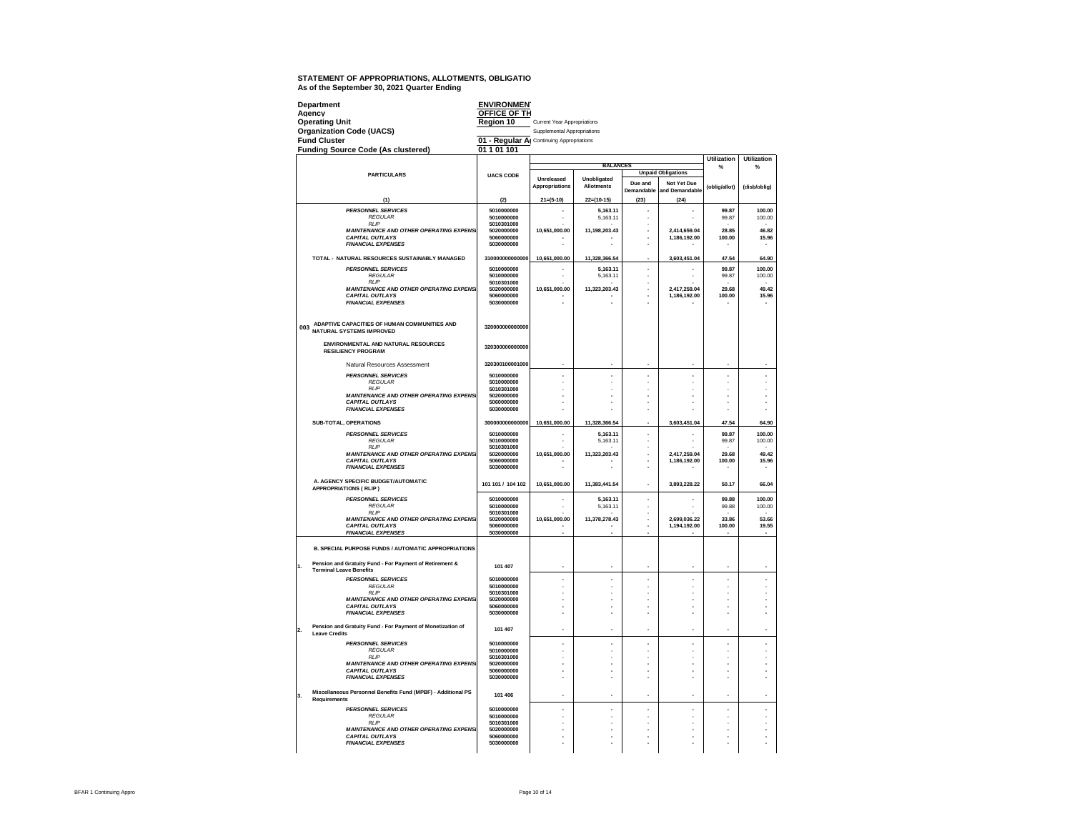**STATEMENT OF APPROPRIATIONS, ALLOTMENTS, OBLIGATIO**
**As of the September 30, 2021 Quarter Ending**

| | | |
|---|---|---|
| **Department** | **ENVIRONMENT** | |
| **Agency** | **OFFICE OF TH** | |
| **Operating Unit** | **Region 10** | Current Year Appropriations |
| **Organization Code (UACS)** | | Supplemental Appropriations |
| **Fund Cluster** | **01 - Regular A** | Continuing Appropriations |
| **Funding Source Code (As clustered)** | **01 1 01 101** | |

| PARTICULARS | UACS CODE | BALANCES | | | | Utilization % | Utilization % |
|---|---|---|---|---|---|---|---|
| | | Unreleased Appropriations | Unobligated Allotments | Unpaid Obligations | | | |
| | | | | Due and Demandable | Not Yet Due and Demandable | (oblig/allot) | (disb/oblig) |
| (1) | (2) | 21=(5-10) | 22=(10-15) | (23) | (24) | | |
| *PERSONNEL SERVICES* | 5010000000 | - | 5,163.11 | - | - | 99.87 | 100.00 |
| *REGULAR* | 5010000000 | - | 5,163.11 | - | - | 99.87 | 100.00 |
| *RLIP* | 5010301000 | - | - | - | - | - | - |
| *MAINTENANCE AND OTHER OPERATING EXPENSI* | 5020000000 | 10,651,000.00 | 11,198,203.43 | - | 2,414,659.04 | 28.85 | 46.82 |
| *CAPITAL OUTLAYS* | 5060000000 | - | - | - | 1,186,192.00 | 100.00 | 15.96 |
| *FINANCIAL EXPENSES* | 5030000000 | - | - | - | - | - | - |
| TOTAL - NATURAL RESOURCES SUSTAINABLY MANAGED | 310000000000000 | 10,651,000.00 | 11,328,366.54 | - | 3,603,451.04 | 47.54 | 64.90 |
| *PERSONNEL SERVICES* | 5010000000 | - | 5,163.11 | - | - | 99.87 | 100.00 |
| *REGULAR* | 5010000000 | - | 5,163.11 | - | - | 99.87 | 100.00 |
| *RLIP* | 5010301000 | - | - | - | - | - | - |
| *MAINTENANCE AND OTHER OPERATING EXPENSI* | 5020000000 | 10,651,000.00 | 11,323,203.43 | - | 2,417,259.04 | 29.68 | 49.42 |
| *CAPITAL OUTLAYS* | 5060000000 | - | - | - | 1,186,192.00 | 100.00 | 15.96 |
| *FINANCIAL EXPENSES* | 5030000000 | - | - | - | - | - | - |
| 003 ADAPTIVE CAPACITIES OF HUMAN COMMUNITIES AND NATURAL SYSTEMS IMPROVED | 320000000000000 | | | | | | |
| ENVIRONMENTAL AND NATURAL RESOURCES RESILIENCY PROGRAM | 320300000000000 | | | | | | |
| Natural Resources Assessment | 320300100001000 | - | - | - | - | - | - |
| *PERSONNEL SERVICES* | 5010000000 | - | - | - | - | - | - |
| *REGULAR* | 5010000000 | - | - | - | - | - | - |
| *RLIP* | 5010301000 | - | - | - | - | - | - |
| *MAINTENANCE AND OTHER OPERATING EXPENSI* | 5020000000 | - | - | - | - | - | - |
| *CAPITAL OUTLAYS* | 5060000000 | - | - | - | - | - | - |
| *FINANCIAL EXPENSES* | 5030000000 | - | - | - | - | - | - |
| SUB-TOTAL, OPERATIONS | 300000000000000 | 10,651,000.00 | 11,328,366.54 | - | 3,603,451.04 | 47.54 | 64.90 |
| *PERSONNEL SERVICES* | 5010000000 | - | 5,163.11 | - | - | 99.87 | 100.00 |
| *REGULAR* | 5010000000 | - | 5,163.11 | - | - | 99.87 | 100.00 |
| *RLIP* | 5010301000 | - | - | - | - | - | - |
| *MAINTENANCE AND OTHER OPERATING EXPENSI* | 5020000000 | 10,651,000.00 | 11,323,203.43 | - | 2,417,259.04 | 29.68 | 49.42 |
| *CAPITAL OUTLAYS* | 5060000000 | - | - | - | 1,186,192.00 | 100.00 | 15.96 |
| *FINANCIAL EXPENSES* | 5030000000 | - | - | - | - | - | - |
| A. AGENCY SPECIFIC BUDGET/AUTOMATIC APPROPRIATIONS ( RLIP ) | 101 101 / 104 102 | 10,651,000.00 | 11,383,441.54 | - | 3,893,228.22 | 50.17 | 66.04 |
| *PERSONNEL SERVICES* | 5010000000 | - | 5,163.11 | - | - | 99.88 | 100.00 |
| *REGULAR* | 5010000000 | - | 5,163.11 | - | - | 99.88 | 100.00 |
| *RLIP* | 5010301000 | - | - | - | - | - | - |
| *MAINTENANCE AND OTHER OPERATING EXPENSI* | 5020000000 | 10,651,000.00 | 11,378,278.43 | - | 2,699,036.22 | 33.86 | 53.66 |
| *CAPITAL OUTLAYS* | 5060000000 | - | - | - | 1,194,192.00 | 100.00 | 19.55 |
| *FINANCIAL EXPENSES* | 5030000000 | - | - | - | - | - | - |
| B. SPECIAL PURPOSE FUNDS / AUTOMATIC APPROPRIATIONS | | | | | | | |
| 1. Pension and Gratuity Fund - For Payment of Retirement & Terminal Leave Benefits | 101 407 | - | - | - | - | - | - |
| *PERSONNEL SERVICES* | 5010000000 | - | - | - | - | - | - |
| *REGULAR* | 5010000000 | - | - | - | - | - | - |
| *RLIP* | 5010301000 | - | - | - | - | - | - |
| *MAINTENANCE AND OTHER OPERATING EXPENSI* | 5020000000 | - | - | - | - | - | - |
| *CAPITAL OUTLAYS* | 5060000000 | - | - | - | - | - | - |
| *FINANCIAL EXPENSES* | 5030000000 | - | - | - | - | - | - |
| 2. Pension and Gratuity Fund - For Payment of Monetization of Leave Credits | 101 407 | - | - | - | - | - | - |
| *PERSONNEL SERVICES* | 5010000000 | - | - | - | - | - | - |
| *REGULAR* | 5010000000 | - | - | - | - | - | - |
| *RLIP* | 5010301000 | - | - | - | - | - | - |
| *MAINTENANCE AND OTHER OPERATING EXPENSI* | 5020000000 | - | - | - | - | - | - |
| *CAPITAL OUTLAYS* | 5060000000 | - | - | - | - | - | - |
| *FINANCIAL EXPENSES* | 5030000000 | - | - | - | - | - | - |
| 3. Miscellaneous Personnel Benefits Fund (MPBF) - Additional PS Requirements | 101 406 | - | - | - | - | - | - |
| *PERSONNEL SERVICES* | 5010000000 | - | - | - | - | - | - |
| *REGULAR* | 5010000000 | - | - | - | - | - | - |
| *RLIP* | 5010301000 | - | - | - | - | - | - |
| *MAINTENANCE AND OTHER OPERATING EXPENSI* | 5020000000 | - | - | - | - | - | - |
| *CAPITAL OUTLAYS* | 5060000000 | - | - | - | - | - | - |
| *FINANCIAL EXPENSES* | 5030000000 | - | - | - | - | - | - |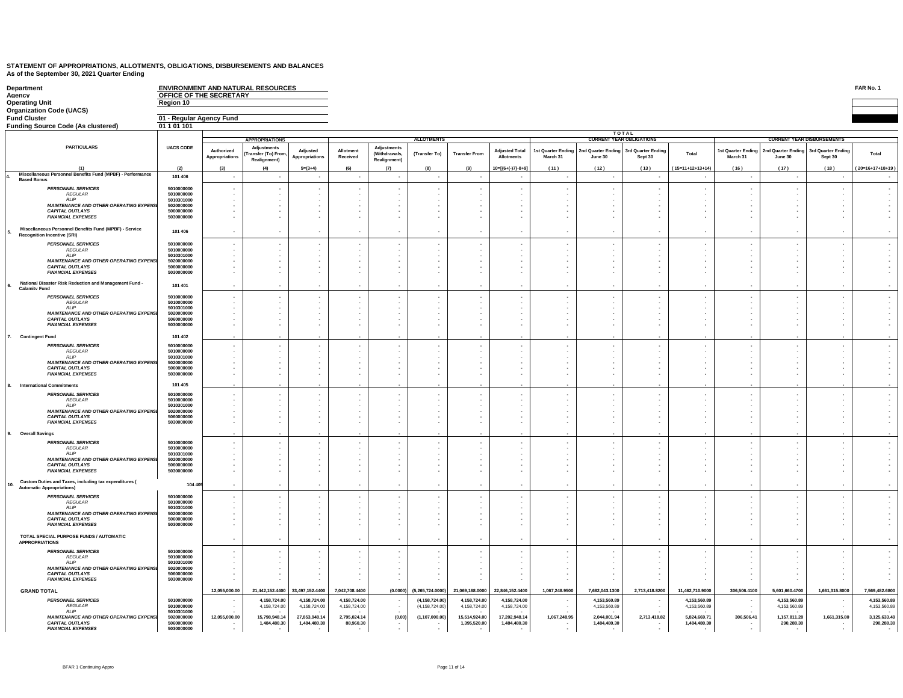**STATEMENT OF APPROPRIATIONS, ALLOTMENTS, OBLIGATIONS, DISBURSEMENTS AND BALANCES**
**As of the September 30, 2021 Quarter Ending**

FAR No. 1

| | |
|---|---|
| **Department** | **ENVIRONMENT AND NATURAL RESOURCES** |
| **Agency** | **OFFICE OF THE SECRETARY** |
| **Operating Unit** | **Region 10** |
| **Organization Code (UACS)** | |
| **Fund Cluster** | **01 - Regular Agency Fund** |
| **Funding Source Code (As clustered)** | **01 1 01 101** |

| PARTICULARS | UACS CODE | APPROPRIATIONS | | | ALLOTMENTS | | | | | CURRENT YEAR OBLIGATIONS | | | | CURRENT YEAR DISBURSEMENTS | | | |
|---|---|---|---|---|---|---|---|---|---|---|---|---|---|---|---|---|---|
| | | Authorized Appropriations | Adjustments (Transfer (To) From, Realignment) | Adjusted Appropriations | Allotment Received | Adjustments (Withdrawals, Realignment) | (Transfer To) | Transfer From | Adjusted Total Allotments | 1st Quarter Ending March 31 | 2nd Quarter Ending June 30 | 3rd Quarter Ending Sept 30 | Total | 1st Quarter Ending March 31 | 2nd Quarter Ending June 30 | 3rd Quarter Ending Sept 30 | Total |
| (1) | (2) | (3) | (4) | 5=(3+4) | (6) | (7) | (8) | (9) | 10=[(6+(-)7)-8+9] | (11) | (12) | (13) | (15=11+12+13+14) | (16) | (17) | (18) | (20=16+17+18+19) |
| **4. Miscellaneous Personnel Benefits Fund (MPBF) - Performance Based Bonus** | **101 406** | - | - | - | - | - | - | - | - | - | - | - | - | - | - | - | - |
| *PERSONNEL SERVICES* | 5010000000 | - | - | - | - | - | - | - | - | - | - | - | - | - | - | - | - |
| *REGULAR* | 5010000000 | - | - | - | - | - | - | - | - | - | - | - | - | - | - | - | - |
| *RLIP* | 5010301000 | - | - | - | - | - | - | - | - | - | - | - | - | - | - | - | - |
| *MAINTENANCE AND OTHER OPERATING EXPENSES* | 5020000000 | - | - | - | - | - | - | - | - | - | - | - | - | - | - | - | - |
| *CAPITAL OUTLAYS* | 5060000000 | - | - | - | - | - | - | - | - | - | - | - | - | - | - | - | - |
| *FINANCIAL EXPENSES* | 5030000000 | - | - | - | - | - | - | - | - | - | - | - | - | - | - | - | - |
| **5. Miscellaneous Personnel Benefits Fund (MPBF) - Service Recognition Incentive (SRI)** | **101 406** | - | - | - | - | - | - | - | - | - | - | - | - | - | - | - | - |
| *PERSONNEL SERVICES* | 5010000000 | - | - | - | - | - | - | - | - | - | - | - | - | - | - | - | - |
| *REGULAR* | 5010000000 | - | - | - | - | - | - | - | - | - | - | - | - | - | - | - | - |
| *RLIP* | 5010301000 | - | - | - | - | - | - | - | - | - | - | - | - | - | - | - | - |
| *MAINTENANCE AND OTHER OPERATING EXPENSES* | 5020000000 | - | - | - | - | - | - | - | - | - | - | - | - | - | - | - | - |
| *CAPITAL OUTLAYS* | 5060000000 | - | - | - | - | - | - | - | - | - | - | - | - | - | - | - | - |
| *FINANCIAL EXPENSES* | 5030000000 | - | - | - | - | - | - | - | - | - | - | - | - | - | - | - | - |
| **6. National Disaster Risk Reduction and Management Fund - Calamity Fund** | **101 401** | - | - | - | - | - | - | - | - | - | - | - | - | - | - | - | - |
| *PERSONNEL SERVICES* | 5010000000 | - | - | - | - | - | - | - | - | - | - | - | - | - | - | - | - |
| *REGULAR* | 5010000000 | - | - | - | - | - | - | - | - | - | - | - | - | - | - | - | - |
| *RLIP* | 5010301000 | - | - | - | - | - | - | - | - | - | - | - | - | - | - | - | - |
| *MAINTENANCE AND OTHER OPERATING EXPENSES* | 5020000000 | - | - | - | - | - | - | - | - | - | - | - | - | - | - | - | - |
| *CAPITAL OUTLAYS* | 5060000000 | - | - | - | - | - | - | - | - | - | - | - | - | - | - | - | - |
| *FINANCIAL EXPENSES* | 5030000000 | - | - | - | - | - | - | - | - | - | - | - | - | - | - | - | - |
| **7. Contingent Fund** | **101 402** | - | - | - | - | - | - | - | - | - | - | - | - | - | - | - | - |
| *PERSONNEL SERVICES* | 5010000000 | - | - | - | - | - | - | - | - | - | - | - | - | - | - | - | - |
| *REGULAR* | 5010000000 | - | - | - | - | - | - | - | - | - | - | - | - | - | - | - | - |
| *RLIP* | 5010301000 | - | - | - | - | - | - | - | - | - | - | - | - | - | - | - | - |
| *MAINTENANCE AND OTHER OPERATING EXPENSES* | 5020000000 | - | - | - | - | - | - | - | - | - | - | - | - | - | - | - | - |
| *CAPITAL OUTLAYS* | 5060000000 | - | - | - | - | - | - | - | - | - | - | - | - | - | - | - | - |
| *FINANCIAL EXPENSES* | 5030000000 | - | - | - | - | - | - | - | - | - | - | - | - | - | - | - | - |
| **8. International Commitments** | **101 405** | - | - | - | - | - | - | - | - | - | - | - | - | - | - | - | - |
| *PERSONNEL SERVICES* | 5010000000 | - | - | - | - | - | - | - | - | - | - | - | - | - | - | - | - |
| *REGULAR* | 5010000000 | - | - | - | - | - | - | - | - | - | - | - | - | - | - | - | - |
| *RLIP* | 5010301000 | - | - | - | - | - | - | - | - | - | - | - | - | - | - | - | - |
| *MAINTENANCE AND OTHER OPERATING EXPENSES* | 5020000000 | - | - | - | - | - | - | - | - | - | - | - | - | - | - | - | - |
| *CAPITAL OUTLAYS* | 5060000000 | - | - | - | - | - | - | - | - | - | - | - | - | - | - | - | - |
| *FINANCIAL EXPENSES* | 5030000000 | - | - | - | - | - | - | - | - | - | - | - | - | - | - | - | - |
| **9. Overall Savings** | | - | - | - | - | - | - | - | - | - | - | - | - | - | - | - | - |
| *PERSONNEL SERVICES* | 5010000000 | - | - | - | - | - | - | - | - | - | - | - | - | - | - | - | - |
| *REGULAR* | 5010000000 | - | - | - | - | - | - | - | - | - | - | - | - | - | - | - | - |
| *RLIP* | 5010301000 | - | - | - | - | - | - | - | - | - | - | - | - | - | - | - | - |
| *MAINTENANCE AND OTHER OPERATING EXPENSES* | 5020000000 | - | - | - | - | - | - | - | - | - | - | - | - | - | - | - | - |
| *CAPITAL OUTLAYS* | 5060000000 | - | - | - | - | - | - | - | - | - | - | - | - | - | - | - | - |
| *FINANCIAL EXPENSES* | 5030000000 | - | - | - | - | - | - | - | - | - | - | - | - | - | - | - | - |
| **10. Custom Duties and Taxes, including tax expenditures ( Automatic Appropriations)** | **104 405** | - | - | - | - | - | - | - | - | - | - | - | - | - | - | - | - |
| *PERSONNEL SERVICES* | 5010000000 | - | - | - | - | - | - | - | - | - | - | - | - | - | - | - | - |
| *REGULAR* | 5010000000 | - | - | - | - | - | - | - | - | - | - | - | - | - | - | - | - |
| *RLIP* | 5010301000 | - | - | - | - | - | - | - | - | - | - | - | - | - | - | - | - |
| *MAINTENANCE AND OTHER OPERATING EXPENSES* | 5020000000 | - | - | - | - | - | - | - | - | - | - | - | - | - | - | - | - |
| *CAPITAL OUTLAYS* | 5060000000 | - | - | - | - | - | - | - | - | - | - | - | - | - | - | - | - |
| *FINANCIAL EXPENSES* | 5030000000 | - | - | - | - | - | - | - | - | - | - | - | - | - | - | - | - |
| **TOTAL SPECIAL PURPOSE FUNDS / AUTOMATIC APPROPRIATIONS** | | - | - | - | - | - | - | - | - | - | - | - | - | - | - | - | - |
| *PERSONNEL SERVICES* | 5010000000 | - | - | - | - | - | - | - | - | - | - | - | - | - | - | - | - |
| *REGULAR* | 5010000000 | - | - | - | - | - | - | - | - | - | - | - | - | - | - | - | - |
| *RLIP* | 5010301000 | - | - | - | - | - | - | - | - | - | - | - | - | - | - | - | - |
| *MAINTENANCE AND OTHER OPERATING EXPENSES* | 5020000000 | - | - | - | - | - | - | - | - | - | - | - | - | - | - | - | - |
| *CAPITAL OUTLAYS* | 5060000000 | - | - | - | - | - | - | - | - | - | - | - | - | - | - | - | - |
| *FINANCIAL EXPENSES* | 5030000000 | - | - | - | - | - | - | - | - | - | - | - | - | - | - | - | - |
| **GRAND TOTAL** | | 12,055,000.00 | 21,442,152.4400 | 33,497,152.4400 | 7,042,708.4400 | (0.0000) | (5,265,724.0000) | 21,069,168.0000 | 22,846,152.4400 | 1,067,248.9500 | 7,682,043.1300 | 2,713,418.8200 | 11,462,710.9000 | 306,506.4100 | 5,601,660.4700 | 1,661,315.8000 | 7,569,482.6800 |
| *PERSONNEL SERVICES* | 5010000000 | - | 4,158,724.00 | 4,158,724.00 | 4,158,724.00 | - | (4,158,724.00) | 4,158,724.00 | 4,158,724.00 | - | 4,153,560.89 | - | 4,153,560.89 | - | 4,153,560.89 | - | 4,153,560.89 |
| *REGULAR* | 5010000000 | - | 4,158,724.00 | 4,158,724.00 | 4,158,724.00 | - | (4,158,724.00) | 4,158,724.00 | 4,158,724.00 | - | 4,153,560.89 | - | 4,153,560.89 | - | 4,153,560.89 | - | 4,153,560.89 |
| *RLIP* | 5010301000 | - | - | - | - | - | - | - | - | - | - | - | - | - | - | - | - |
| *MAINTENANCE AND OTHER OPERATING EXPENSES* | 5020000000 | 12,055,000.00 | 15,798,948.14 | 27,853,948.14 | 2,795,024.14 | (0.00) | (1,107,000.00) | 15,514,924.00 | 17,202,948.14 | 1,067,248.95 | 2,044,001.94 | 2,713,418.82 | 5,824,669.71 | 306,506.41 | 1,157,811.28 | 1,661,315.80 | 3,125,633.49 |
| *CAPITAL OUTLAYS* | 5060000000 | - | 1,484,480.30 | 1,484,480.30 | 88,960.30 | - | - | 1,395,520.00 | 1,484,480.30 | - | 1,484,480.30 | - | 1,484,480.30 | - | 290,288.30 | - | 290,288.30 |
| *FINANCIAL EXPENSES* | 5030000000 | - | - | - | - | - | - | - | - | - | - | - | - | - | - | - | - |

BFAR 1 Continuing Appro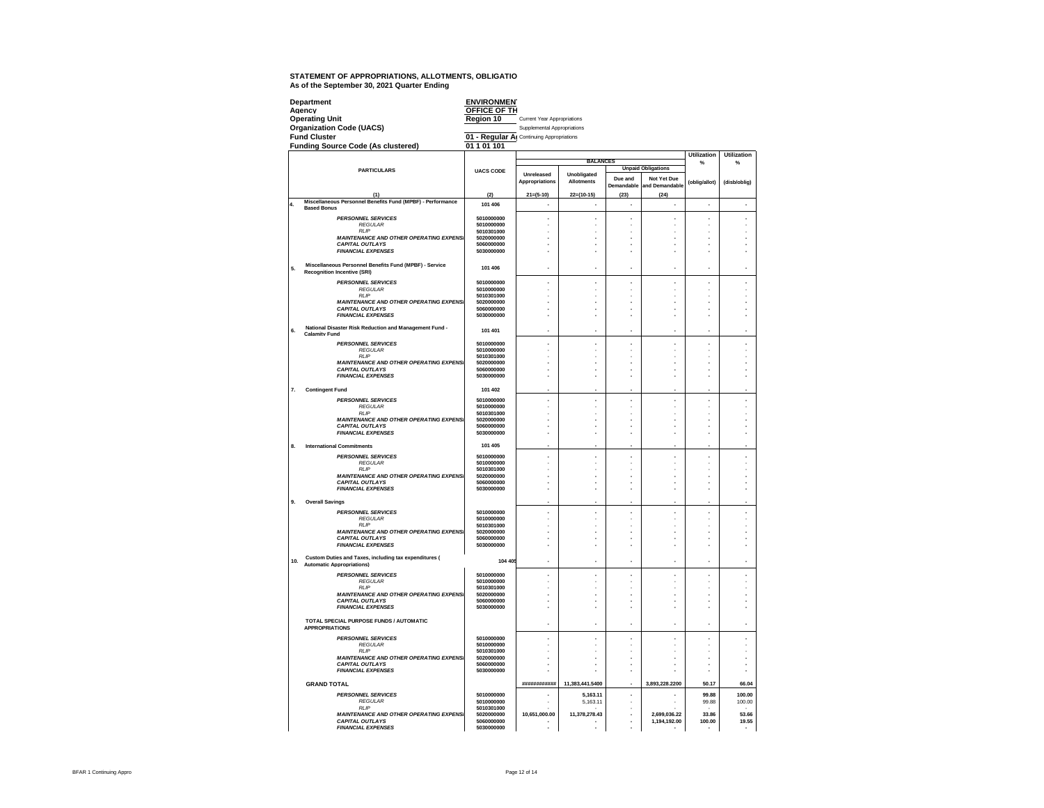**STATEMENT OF APPROPRIATIONS, ALLOTMENTS, OBLIGATIO**
**As of the September 30, 2021 Quarter Ending**

| | | |
|---|---|---|
| **Department** | **ENVIRONMEN** | |
| **Agency** | **OFFICE OF TH** | |
| **Operating Unit** | **Region 10** | Current Year Appropriations |
| **Organization Code (UACS)** | | Supplemental Appropriations |
| **Fund Cluster** | **01 - Regular A** | Continuing Appropriations |
| **Funding Source Code (As clustered)** | **01 1 01 101** | |

| | PARTICULARS | UACS CODE | BALANCES | | | | Utilization % | Utilization % |
|---|---|---|---|---|---|---|---|---|
| | | | Unreleased Appropriations | Unobligated Allotments | Unpaid Obligations | | (oblig/allot) | (disb/oblig) |
| | | | | | Due and Demandable | Not Yet Due and Demandable | | |
| | (1) | (2) | 21=(5-10) | 22=(10-15) | (23) | (24) | | |
| 4. | **Miscellaneous Personnel Benefits Fund (MPBF) - Performance Based Bonus** | **101 406** | - | - | - | - | - | - |
| | ***PERSONNEL SERVICES*** | 5010000000 | - | - | - | - | - | - |
| | *REGULAR* | 5010000000 | - | - | - | - | - | - |
| | *RLIP* | 5010301000 | - | - | - | - | - | - |
| | ***MAINTENANCE AND OTHER OPERATING EXPENSI*** | 5020000000 | - | - | - | - | - | - |
| | ***CAPITAL OUTLAYS*** | 5060000000 | - | - | - | - | - | - |
| | ***FINANCIAL EXPENSES*** | 5030000000 | - | - | - | - | - | - |
| 5. | **Miscellaneous Personnel Benefits Fund (MPBF) - Service Recognition Incentive (SRI)** | **101 406** | - | - | - | - | - | - |
| | ***PERSONNEL SERVICES*** | 5010000000 | - | - | - | - | - | - |
| | *REGULAR* | 5010000000 | - | - | - | - | - | - |
| | *RLIP* | 5010301000 | - | - | - | - | - | - |
| | ***MAINTENANCE AND OTHER OPERATING EXPENSI*** | 5020000000 | - | - | - | - | - | - |
| | ***CAPITAL OUTLAYS*** | 5060000000 | - | - | - | - | - | - |
| | ***FINANCIAL EXPENSES*** | 5030000000 | - | - | - | - | - | - |
| 6. | **National Disaster Risk Reduction and Management Fund - Calamity Fund** | **101 401** | - | - | - | - | - | - |
| | ***PERSONNEL SERVICES*** | 5010000000 | - | - | - | - | - | - |
| | *REGULAR* | 5010000000 | - | - | - | - | - | - |
| | *RLIP* | 5010301000 | - | - | - | - | - | - |
| | ***MAINTENANCE AND OTHER OPERATING EXPENSI*** | 5020000000 | - | - | - | - | - | - |
| | ***CAPITAL OUTLAYS*** | 5060000000 | - | - | - | - | - | - |
| | ***FINANCIAL EXPENSES*** | 5030000000 | - | - | - | - | - | - |
| 7. | **Contingent Fund** | **101 402** | - | - | - | - | - | - |
| | ***PERSONNEL SERVICES*** | 5010000000 | - | - | - | - | - | - |
| | *REGULAR* | 5010000000 | - | - | - | - | - | - |
| | *RLIP* | 5010301000 | - | - | - | - | - | - |
| | ***MAINTENANCE AND OTHER OPERATING EXPENSI*** | 5020000000 | - | - | - | - | - | - |
| | ***CAPITAL OUTLAYS*** | 5060000000 | - | - | - | - | - | - |
| | ***FINANCIAL EXPENSES*** | 5030000000 | - | - | - | - | - | - |
| 8. | **International Commitments** | **101 405** | - | - | - | - | - | - |
| | ***PERSONNEL SERVICES*** | 5010000000 | - | - | - | - | - | - |
| | *REGULAR* | 5010000000 | - | - | - | - | - | - |
| | *RLIP* | 5010301000 | - | - | - | - | - | - |
| | ***MAINTENANCE AND OTHER OPERATING EXPENSI*** | 5020000000 | - | - | - | - | - | - |
| | ***CAPITAL OUTLAYS*** | 5060000000 | - | - | - | - | - | - |
| | ***FINANCIAL EXPENSES*** | 5030000000 | - | - | - | - | - | - |
| 9. | **Overall Savings** | | - | - | - | - | - | - |
| | ***PERSONNEL SERVICES*** | 5010000000 | - | - | - | - | - | - |
| | *REGULAR* | 5010000000 | - | - | - | - | - | - |
| | *RLIP* | 5010301000 | - | - | - | - | - | - |
| | ***MAINTENANCE AND OTHER OPERATING EXPENSI*** | 5020000000 | - | - | - | - | - | - |
| | ***CAPITAL OUTLAYS*** | 5060000000 | - | - | - | - | - | - |
| | ***FINANCIAL EXPENSES*** | 5030000000 | - | - | - | - | - | - |
| 10. | **Custom Duties and Taxes, including tax expenditures ( Automatic Appropriations)** | **104 405** | - | - | - | - | - | - |
| | ***PERSONNEL SERVICES*** | 5010000000 | - | - | - | - | - | - |
| | *REGULAR* | 5010000000 | - | - | - | - | - | - |
| | *RLIP* | 5010301000 | - | - | - | - | - | - |
| | ***MAINTENANCE AND OTHER OPERATING EXPENSI*** | 5020000000 | - | - | - | - | - | - |
| | ***CAPITAL OUTLAYS*** | 5060000000 | - | - | - | - | - | - |
| | ***FINANCIAL EXPENSES*** | 5030000000 | - | - | - | - | - | - |
| | **TOTAL SPECIAL PURPOSE FUNDS / AUTOMATIC APPROPRIATIONS** | | - | - | - | - | - | - |
| | ***PERSONNEL SERVICES*** | 5010000000 | - | - | - | - | - | - |
| | *REGULAR* | 5010000000 | - | - | - | - | - | - |
| | *RLIP* | 5010301000 | - | - | - | - | - | - |
| | ***MAINTENANCE AND OTHER OPERATING EXPENSI*** | 5020000000 | - | - | - | - | - | - |
| | ***CAPITAL OUTLAYS*** | 5060000000 | - | - | - | - | - | - |
| | ***FINANCIAL EXPENSES*** | 5030000000 | - | - | - | - | - | - |
| | **GRAND TOTAL** | | ############ | 11,383,441.5400 | - | 3,893,228.2200 | 50.17 | 66.04 |
| | ***PERSONNEL SERVICES*** | 5010000000 | - | 5,163.11 | - | - | 99.88 | 100.00 |
| | *REGULAR* | 5010000000 | - | 5,163.11 | - | - | 99.88 | 100.00 |
| | *RLIP* | 5010301000 | - | - | - | - | - | - |
| | ***MAINTENANCE AND OTHER OPERATING EXPENSI*** | 5020000000 | 10,651,000.00 | 11,378,278.43 | - | 2,699,036.22 | 33.86 | 53.66 |
| | ***CAPITAL OUTLAYS*** | 5060000000 | - | - | - | 1,194,192.00 | 100.00 | 19.55 |
| | ***FINANCIAL EXPENSES*** | 5030000000 | - | - | - | - | - | - |

BFAR 1 Continuing Appro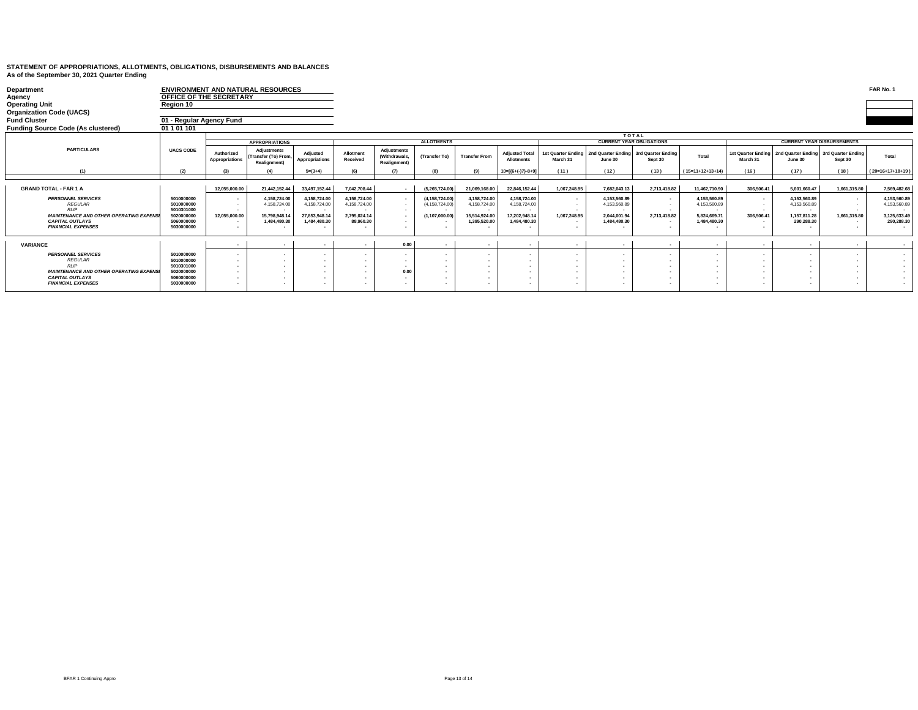**STATEMENT OF APPROPRIATIONS, ALLOTMENTS, OBLIGATIONS, DISBURSEMENTS AND BALANCES**
**As of the September 30, 2021 Quarter Ending**

**FAR No. 1**

| | |
|---|---|
| **Department** | **ENVIRONMENT AND NATURAL RESOURCES** |
| **Agency** | **OFFICE OF THE SECRETARY** |
| **Operating Unit** | **Region 10** |
| **Organization Code (UACS)** | |
| **Fund Cluster** | **01 - Regular Agency Fund** |
| **Funding Source Code (As clustered)** | **01 1 01 101** |

| PARTICULARS | UACS CODE | APPROPRIATIONS | | | ALLOTMENTS | | | | | TOTAL CURRENT YEAR OBLIGATIONS | | | | CURRENT YEAR DISBURSEMENTS | | | |
|---|---|---|---|---|---|---|---|---|---|---|---|---|---|---|---|---|---|
| | | Authorized Appropriations | Adjustments (Transfer (To) From, Realignment) | Adjusted Appropriations | Allotment Received | Adjustments (Withdrawals, Realignment) | (Transfer To) | Transfer From | Adjusted Total Allotments | 1st Quarter Ending March 31 | 2nd Quarter Ending June 30 | 3rd Quarter Ending Sept 30 | Total | 1st Quarter Ending March 31 | 2nd Quarter Ending June 30 | 3rd Quarter Ending Sept 30 | Total |
| (1) | (2) | (3) | (4) | 5=(3+4) | (6) | (7) | (8) | (9) | 10=[(6+(-)7)-8+9] | (11) | (12) | (13) | (15=11+12+13+14) | (16) | (17) | (18) | (20=16+17+18+19) |
| **GRAND TOTAL - FAR 1 A** | | 12,055,000.00 | 21,442,152.44 | 33,497,152.44 | 7,042,708.44 | - | (5,265,724.00) | 21,069,168.00 | 22,846,152.44 | 1,067,248.95 | 7,682,043.13 | 2,713,418.82 | 11,462,710.90 | 306,506.41 | 5,601,660.47 | 1,661,315.80 | 7,569,482.68 |
| *PERSONNEL SERVICES* | 5010000000 | - | 4,158,724.00 | 4,158,724.00 | 4,158,724.00 | - | (4,158,724.00) | 4,158,724.00 | 4,158,724.00 | - | 4,153,560.89 | - | 4,153,560.89 | - | 4,153,560.89 | - | 4,153,560.89 |
| *REGULAR* | 5010000000 | - | 4,158,724.00 | 4,158,724.00 | 4,158,724.00 | - | (4,158,724.00) | 4,158,724.00 | 4,158,724.00 | - | 4,153,560.89 | - | 4,153,560.89 | - | 4,153,560.89 | - | 4,153,560.89 |
| *RLIP* | 5010301000 | - | - | - | - | - | - | - | - | - | - | - | - | - | - | - | - |
| *MAINTENANCE AND OTHER OPERATING EXPENSES* | 5020000000 | 12,055,000.00 | 15,798,948.14 | 27,853,948.14 | 2,795,024.14 | - | (1,107,000.00) | 15,514,924.00 | 17,202,948.14 | 1,067,248.95 | 2,044,001.94 | 2,713,418.82 | 5,824,669.71 | 306,506.41 | 1,157,811.28 | 1,661,315.80 | 3,125,633.49 |
| *CAPITAL OUTLAYS* | 5060000000 | - | 1,484,480.30 | 1,484,480.30 | 88,960.30 | - | - | 1,395,520.00 | 1,484,480.30 | - | 1,484,480.30 | - | 1,484,480.30 | - | 290,288.30 | - | 290,288.30 |
| *FINANCIAL EXPENSES* | 5030000000 | - | - | - | - | - | - | - | - | - | - | - | - | - | - | - | - |
| **VARIANCE** | | - | - | - | - | 0.00 | - | - | - | - | - | - | - | - | - | - | - |
| *PERSONNEL SERVICES* | 5010000000 | - | - | - | - | - | - | - | - | - | - | - | - | - | - | - | - |
| *REGULAR* | 5010000000 | - | - | - | - | - | - | - | - | - | - | - | - | - | - | - | - |
| *RLIP* | 5010301000 | - | - | - | - | - | - | - | - | - | - | - | - | - | - | - | - |
| *MAINTENANCE AND OTHER OPERATING EXPENSES* | 5020000000 | - | - | - | - | 0.00 | - | - | - | - | - | - | - | - | - | - | - |
| *CAPITAL OUTLAYS* | 5060000000 | - | - | - | - | - | - | - | - | - | - | - | - | - | - | - | - |
| *FINANCIAL EXPENSES* | 5030000000 | - | - | - | - | - | - | - | - | - | - | - | - | - | - | - | - |

BFAR 1 Continuing Appro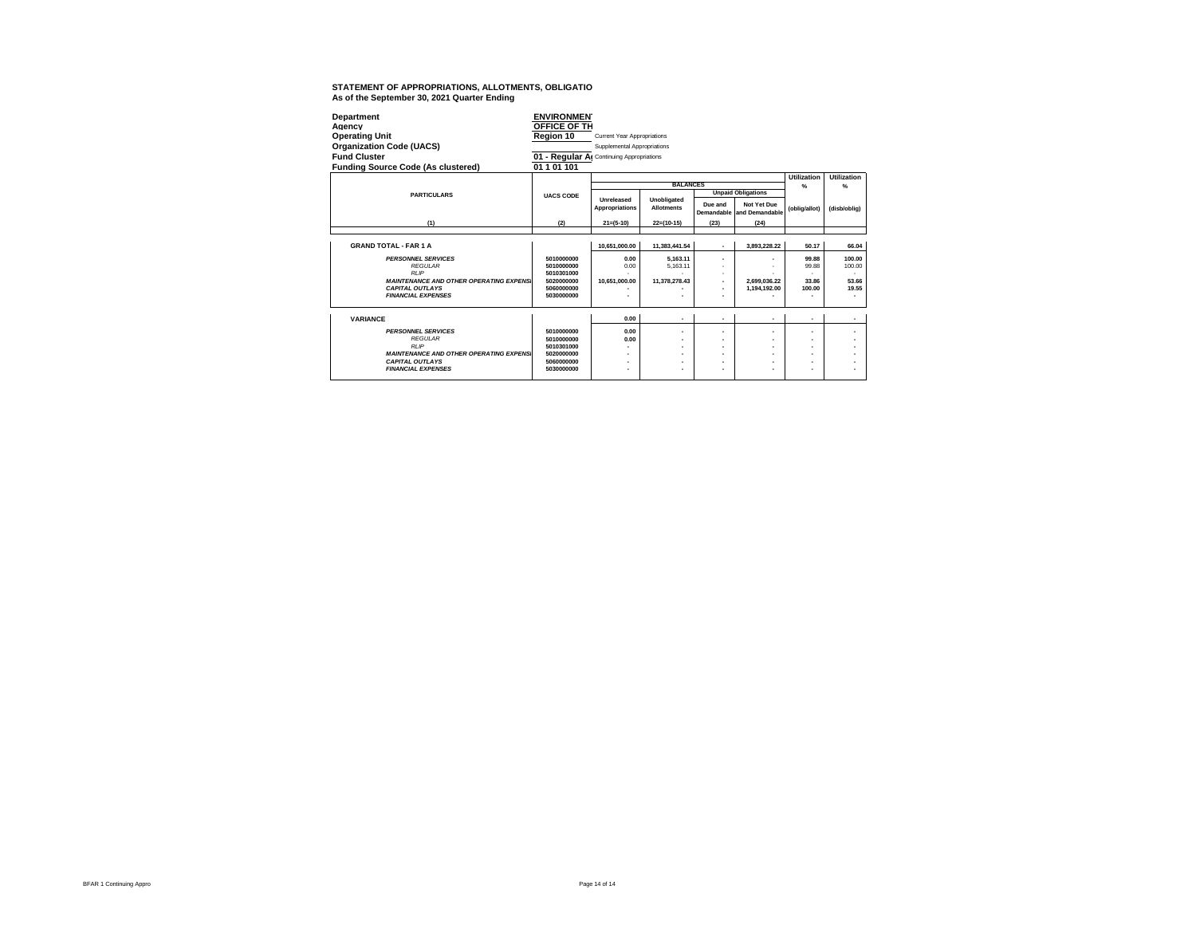**STATEMENT OF APPROPRIATIONS, ALLOTMENTS, OBLIGATIO**
**As of the September 30, 2021 Quarter Ending**

**Department** ENVIRONMENT
**Agency** OFFICE OF TH
**Operating Unit** Region 10 — Current Year Appropriations
**Organization Code (UACS)** — Supplemental Appropriations
**Fund Cluster** 01 - Regular A — Continuing Appropriations
**Funding Source Code (As clustered)** 01 1 01 101

| PARTICULARS | UACS CODE | BALANCES | | | | Utilization % | Utilization % |
|---|---|---|---|---|---|---|---|
| | | Unreleased Appropriations | Unobligated Allotments | Unpaid Obligations | | (oblig/allot) | (disb/oblig) |
| | | | | Due and Demandable | Not Yet Due and Demandable | | |
| (1) | (2) | 21=(5-10) | 22=(10-15) | (23) | (24) | | |
| **GRAND TOTAL - FAR 1 A** | | 10,651,000.00 | 11,383,441.54 | - | 3,893,228.22 | 50.17 | 66.04 |
| *PERSONNEL SERVICES* | 5010000000 | 0.00 | 5,163.11 | - | - | 99.88 | 100.00 |
| *REGULAR* | 5010000000 | 0.00 | 5,163.11 | - | - | 99.88 | 100.00 |
| *RLIP* | 5010301000 | - | - | - | - | - | - |
| *MAINTENANCE AND OTHER OPERATING EXPENSI* | 5020000000 | 10,651,000.00 | 11,378,278.43 | - | 2,699,036.22 | 33.86 | 53.66 |
| *CAPITAL OUTLAYS* | 5060000000 | - | - | - | 1,194,192.00 | 100.00 | 19.55 |
| *FINANCIAL EXPENSES* | 5030000000 | - | - | - | - | - | - |
| **VARIANCE** | | 0.00 | - | - | - | - | - |
| *PERSONNEL SERVICES* | 5010000000 | 0.00 | - | - | - | - | - |
| *REGULAR* | 5010000000 | 0.00 | - | - | - | - | - |
| *RLIP* | 5010301000 | - | - | - | - | - | - |
| *MAINTENANCE AND OTHER OPERATING EXPENSI* | 5020000000 | - | - | - | - | - | - |
| *CAPITAL OUTLAYS* | 5060000000 | - | - | - | - | - | - |
| *FINANCIAL EXPENSES* | 5030000000 | - | - | - | - | - | - |